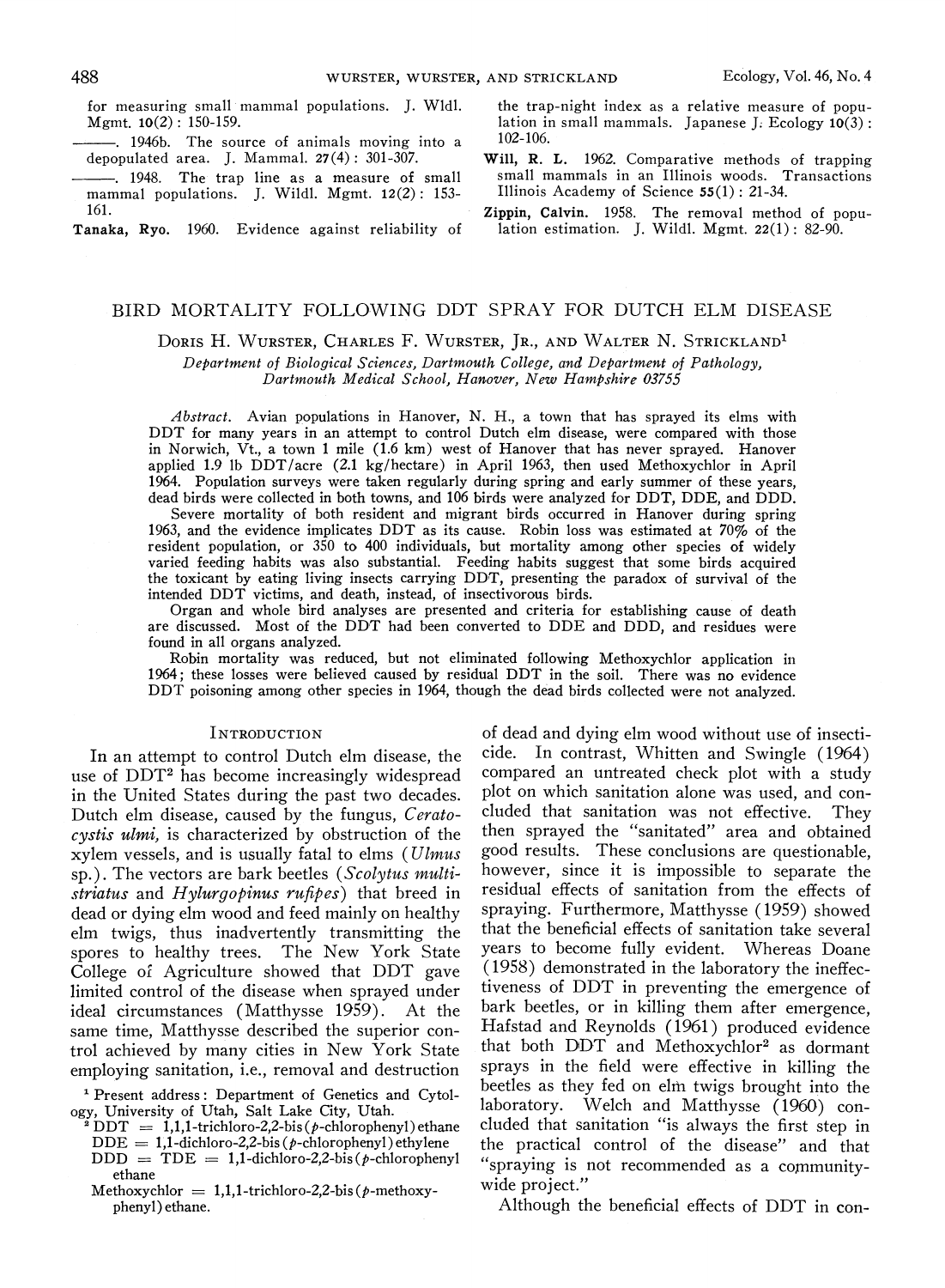for measuring small mammal populations. J. Wildl. Mgmt. 10(2): 150-159.

———. 1946b. The source of animals moving into a depopulated area. J. Mammal. 27(4): 301-307.

———. 1948. The trap line as a measure of small mammal populations. J. Wildl. Mgmt. 12(2): 153-161.

**Tanaka, Ryo.** 1960. Evidence against reliability of the trap-night index as a relative measure of population in small mammals. Japanese J. Ecology 10(3): 102-106.

**Will, R. L.** 1962. Comparative methods of trapping small mammals in an Illinois woods. Transactions Illinois Academy of Science 55(1): 21-34.

**Zippin, Calvin.** 1958. The removal method of population estimation. J. Wildl. Mgmt. 22(1): 82-90.

# BIRD MORTALITY FOLLOWING DDT SPRAY FOR DUTCH ELM DISEASE

Doris H. Wurster, Charles F. Wurster, Jr., and Walter N. Strickland[1]

*Department of Biological Sciences, Dartmouth College, and Department of Pathology, Dartmouth Medical School, Hanover, New Hampshire 03755*

*Abstract.* Avian populations in Hanover, N. H., a town that has sprayed its elms with DDT for many years in an attempt to control Dutch elm disease, were compared with those in Norwich, Vt., a town 1 mile (1.6 km) west of Hanover that has never sprayed. Hanover applied 1.9 lb DDT/acre (2.1 kg/hectare) in April 1963, then used Methoxychlor in April 1964. Population surveys were taken regularly during spring and early summer of these years, dead birds were collected in both towns, and 106 birds were analyzed for DDT, DDE, and DDD.

Severe mortality of both resident and migrant birds occurred in Hanover during spring 1963, and the evidence implicates DDT as its cause. Robin loss was estimated at 70% of the resident population, or 350 to 400 individuals, but mortality among other species of widely varied feeding habits was also substantial. Feeding habits suggest that some birds acquired the toxicant by eating living insects carrying DDT, presenting the paradox of survival of the intended DDT victims, and death, instead, of insectivorous birds.

Organ and whole bird analyses are presented and criteria for establishing cause of death are discussed. Most of the DDT had been converted to DDE and DDD, and residues were found in all organs analyzed.

Robin mortality was reduced, but not eliminated following Methoxychlor application in 1964; these losses were believed caused by residual DDT in the soil. There was no evidence DDT poisoning among other species in 1964, though the dead birds collected were not analyzed.

## Introduction

In an attempt to control Dutch elm disease, the use of DDT[2] has become increasingly widespread in the United States during the past two decades. Dutch elm disease, caused by the fungus, *Ceratocystis ulmi,* is characterized by obstruction of the xylem vessels, and is usually fatal to elms (*Ulmus* sp.). The vectors are bark beetles (*Scolytus multistriatus* and *Hylurgopinus rufipes*) that breed in dead or dying elm wood and feed mainly on healthy elm twigs, thus inadvertently transmitting the spores to healthy trees. The New York State College of Agriculture showed that DDT gave limited control of the disease when sprayed under ideal circumstances (Matthysse 1959). At the same time, Matthysse described the superior control achieved by many cities in New York State employing sanitation, i.e., removal and destruction of dead and dying elm wood without use of insecticide. In contrast, Whitten and Swingle (1964) compared an untreated check plot with a study plot on which sanitation alone was used, and concluded that sanitation was not effective. They then sprayed the "sanitated" area and obtained good results. These conclusions are questionable, however, since it is impossible to separate the residual effects of sanitation from the effects of spraying. Furthermore, Matthysse (1959) showed that the beneficial effects of sanitation take several years to become fully evident. Whereas Doane (1958) demonstrated in the laboratory the ineffectiveness of DDT in preventing the emergence of bark beetles, or in killing them after emergence, Hafstad and Reynolds (1961) produced evidence that both DDT and Methoxychlor[2] as dormant sprays in the field were effective in killing the beetles as they fed on elm twigs brought into the laboratory. Welch and Matthysse (1960) concluded that sanitation "is always the first step in the practical control of the disease" and that "spraying is not recommended as a community-wide project."

Although the beneficial effects of DDT in con-

[1] Present address: Department of Genetics and Cytology, University of Utah, Salt Lake City, Utah.

[2] DDT = 1,1,1-trichloro-2,2-bis(*p*-chlorophenyl)ethane
DDE = 1,1-dichloro-2,2-bis(*p*-chlorophenyl)ethylene
DDD = TDE = 1,1-dichloro-2,2-bis(*p*-chlorophenyl)ethane
Methoxychlor = 1,1,1-trichloro-2,2-bis(*p*-methoxyphenyl)ethane.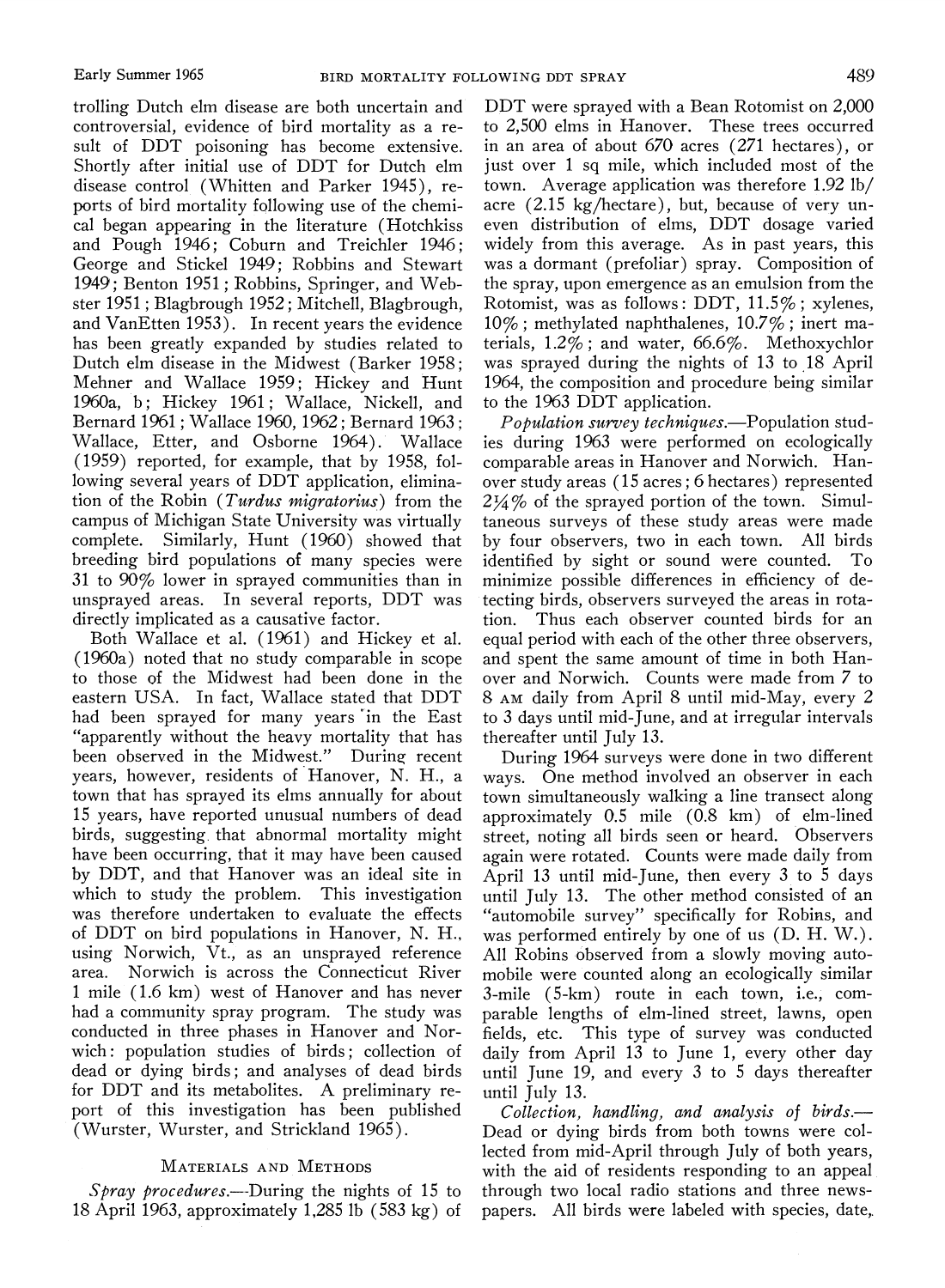trolling Dutch elm disease are both uncertain and controversial, evidence of bird mortality as a result of DDT poisoning has become extensive. Shortly after initial use of DDT for Dutch elm disease control (Whitten and Parker 1945), reports of bird mortality following use of the chemical began appearing in the literature (Hotchkiss and Pough 1946; Coburn and Treichler 1946; George and Stickel 1949; Robbins and Stewart 1949; Benton 1951; Robbins, Springer, and Webster 1951; Blagbrough 1952; Mitchell, Blagbrough, and VanEtten 1953). In recent years the evidence has been greatly expanded by studies related to Dutch elm disease in the Midwest (Barker 1958; Mehner and Wallace 1959; Hickey and Hunt 1960a, b; Hickey 1961; Wallace, Nickell, and Bernard 1961; Wallace 1960, 1962; Bernard 1963; Wallace, Etter, and Osborne 1964). Wallace (1959) reported, for example, that by 1958, following several years of DDT application, elimination of the Robin (*Turdus migratorius*) from the campus of Michigan State University was virtually complete. Similarly, Hunt (1960) showed that breeding bird populations of many species were 31 to 90% lower in sprayed communities than in unsprayed areas. In several reports, DDT was directly implicated as a causative factor.

Both Wallace et al. (1961) and Hickey et al. (1960a) noted that no study comparable in scope to those of the Midwest had been done in the eastern USA. In fact, Wallace stated that DDT had been sprayed for many years in the East "apparently without the heavy mortality that has been observed in the Midwest." During recent years, however, residents of Hanover, N. H., a town that has sprayed its elms annually for about 15 years, have reported unusual numbers of dead birds, suggesting that abnormal mortality might have been occurring, that it may have been caused by DDT, and that Hanover was an ideal site in which to study the problem. This investigation was therefore undertaken to evaluate the effects of DDT on bird populations in Hanover, N. H., using Norwich, Vt., as an unsprayed reference area. Norwich is across the Connecticut River 1 mile (1.6 km) west of Hanover and has never had a community spray program. The study was conducted in three phases in Hanover and Norwich: population studies of birds; collection of dead or dying birds; and analyses of dead birds for DDT and its metabolites. A preliminary report of this investigation has been published (Wurster, Wurster, and Strickland 1965).

## Materials and Methods

*Spray procedures.*—During the nights of 15 to 18 April 1963, approximately 1,285 lb (583 kg) of DDT were sprayed with a Bean Rotomist on 2,000 to 2,500 elms in Hanover. These trees occurred in an area of about 670 acres (271 hectares), or just over 1 sq mile, which included most of the town. Average application was therefore 1.92 lb/acre (2.15 kg/hectare), but, because of very uneven distribution of elms, DDT dosage varied widely from this average. As in past years, this was a dormant (prefoliar) spray. Composition of the spray, upon emergence as an emulsion from the Rotomist, was as follows: DDT, 11.5%; xylenes, 10%; methylated naphthalenes, 10.7%; inert materials, 1.2%; and water, 66.6%. Methoxychlor was sprayed during the nights of 13 to 18 April 1964, the composition and procedure being similar to the 1963 DDT application.

*Population survey techniques.*—Population studies during 1963 were performed on ecologically comparable areas in Hanover and Norwich. Hanover study areas (15 acres; 6 hectares) represented 2¼% of the sprayed portion of the town. Simultaneous surveys of these study areas were made by four observers, two in each town. All birds identified by sight or sound were counted. To minimize possible differences in efficiency of detecting birds, observers surveyed the areas in rotation. Thus each observer counted birds for an equal period with each of the other three observers, and spent the same amount of time in both Hanover and Norwich. Counts were made from 7 to 8 AM daily from April 8 until mid-May, every 2 to 3 days until mid-June, and at irregular intervals thereafter until July 13.

During 1964 surveys were done in two different ways. One method involved an observer in each town simultaneously walking a line transect along approximately 0.5 mile (0.8 km) of elm-lined street, noting all birds seen or heard. Observers again were rotated. Counts were made daily from April 13 until mid-June, then every 3 to 5 days until July 13. The other method consisted of an "automobile survey" specifically for Robins, and was performed entirely by one of us (D. H. W.). All Robins observed from a slowly moving automobile were counted along an ecologically similar 3-mile (5-km) route in each town, i.e., comparable lengths of elm-lined street, lawns, open fields, etc. This type of survey was conducted daily from April 13 to June 1, every other day until June 19, and every 3 to 5 days thereafter until July 13.

*Collection, handling, and analysis of birds.*—Dead or dying birds from both towns were collected from mid-April through July of both years, with the aid of residents responding to an appeal through two local radio stations and three newspapers. All birds were labeled with species, date,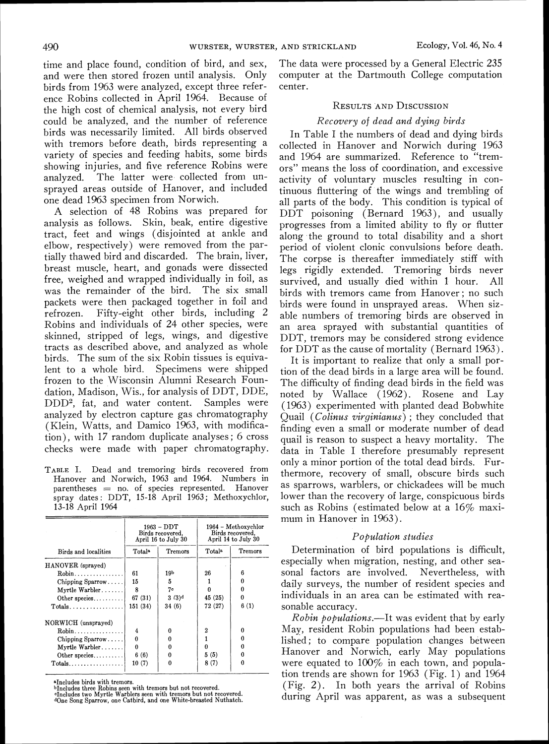time and place found, condition of bird, and sex, and were then stored frozen until analysis. Only birds from 1963 were analyzed, except three reference Robins collected in April 1964. Because of the high cost of chemical analysis, not every bird could be analyzed, and the number of reference birds was necessarily limited. All birds observed with tremors before death, birds representing a variety of species and feeding habits, some birds showing injuries, and five reference Robins were analyzed. The latter were collected from unsprayed areas outside of Hanover, and included one dead 1963 specimen from Norwich.

A selection of 48 Robins was prepared for analysis as follows. Skin, beak, entire digestive tract, feet and wings (disjointed at ankle and elbow, respectively) were removed from the partially thawed bird and discarded. The brain, liver, breast muscle, heart, and gonads were dissected free, weighed and wrapped individually in foil, as was the remainder of the bird. The six small packets were then packaged together in foil and refrozen. Fifty-eight other birds, including 2 Robins and individuals of 24 other species, were skinned, stripped of legs, wings, and digestive tracts as described above, and analyzed as whole birds. The sum of the six Robin tissues is equivalent to a whole bird. Specimens were shipped frozen to the Wisconsin Alumni Research Foundation, Madison, Wis., for analysis of DDT, DDE, DDD[2], fat, and water content. Samples were analyzed by electron capture gas chromatography (Klein, Watts, and Damico 1963, with modification), with 17 random duplicate analyses; 6 cross checks were made with paper chromatography. The data were processed by a General Electric 235 computer at the Dartmouth College computation center.

TABLE I. Dead and tremoring birds recovered from Hanover and Norwich, 1963 and 1964. Numbers in parentheses = no. of species represented. Hanover spray dates: DDT, 15-18 April 1963; Methoxychlor, 13-18 April 1964

| Birds and localities | 1963 – DDT Birds recovered, April 16 to July 30 | | 1964 – Methoxychlor Birds recovered, April 14 to July 30 | |
|---|---|---|---|---|
| | Total[a] | Tremors | Total[a] | Tremors |
| HANOVER (sprayed) | | | | |
| Robin | 61 | 19[b] | 26 | 6 |
| Chipping Sparrow | 15 | 5 | 1 | 0 |
| Myrtle Warbler | 8 | 7[c] | 0 | 0 |
| Other species | 67 (31) | 3 (3)[d] | 45 (25) | 0 |
| Totals | 151 (34) | 34 (6) | 72 (27) | 6 (1) |
| NORWICH (unsprayed) | | | | |
| Robin | 4 | 0 | 2 | 0 |
| Chipping Sparrow | 0 | 0 | 1 | 0 |
| Myrtle Warbler | 0 | 0 | 0 | 0 |
| Other species | 6 (6) | 0 | 5 (5) | 0 |
| Totals | 10 (7) | 0 | 8 (7) | 0 |

[a]Includes birds with tremors.
[b]Includes three Robins seen with tremors but not recovered.
[c]Includes two Myrtle Warblers seen with tremors but not recovered.
[d]One Song Sparrow, one Catbird, and one White-breasted Nuthatch.

## RESULTS AND DISCUSSION

### *Recovery of dead and dying birds*

In Table I the numbers of dead and dying birds collected in Hanover and Norwich during 1963 and 1964 are summarized. Reference to "tremors" means the loss of coordination, and excessive activity of voluntary muscles resulting in continuous fluttering of the wings and trembling of all parts of the body. This condition is typical of DDT poisoning (Bernard 1963), and usually progresses from a limited ability to fly or flutter along the ground to total disability and a short period of violent clonic convulsions before death. The corpse is thereafter immediately stiff with legs rigidly extended. Tremoring birds never survived, and usually died within 1 hour. All birds with tremors came from Hanover; no such birds were found in unsprayed areas. When sizable numbers of tremoring birds are observed in an area sprayed with substantial quantities of DDT, tremors may be considered strong evidence for DDT as the cause of mortality (Bernard 1963).

It is important to realize that only a small portion of the dead birds in a large area will be found. The difficulty of finding dead birds in the field was noted by Wallace (1962). Rosene and Lay (1963) experimented with planted dead Bobwhite Quail (*Colinus virginianus*); they concluded that finding even a small or moderate number of dead quail is reason to suspect a heavy mortality. The data in Table I therefore presumably represent only a minor portion of the total dead birds. Furthermore, recovery of small, obscure birds such as sparrows, warblers, or chickadees will be much lower than the recovery of large, conspicuous birds such as Robins (estimated below at a 16% maximum in Hanover in 1963).

### *Population studies*

Determination of bird populations is difficult, especially when migration, nesting, and other seasonal factors are involved. Nevertheless, with daily surveys, the number of resident species and individuals in an area can be estimated with reasonable accuracy.

*Robin populations.*—It was evident that by early May, resident Robin populations had been established; to compare population changes between Hanover and Norwich, early May populations were equated to 100% in each town, and population trends are shown for 1963 (Fig. 1) and 1964 (Fig. 2). In both years the arrival of Robins during April was apparent, as was a subsequent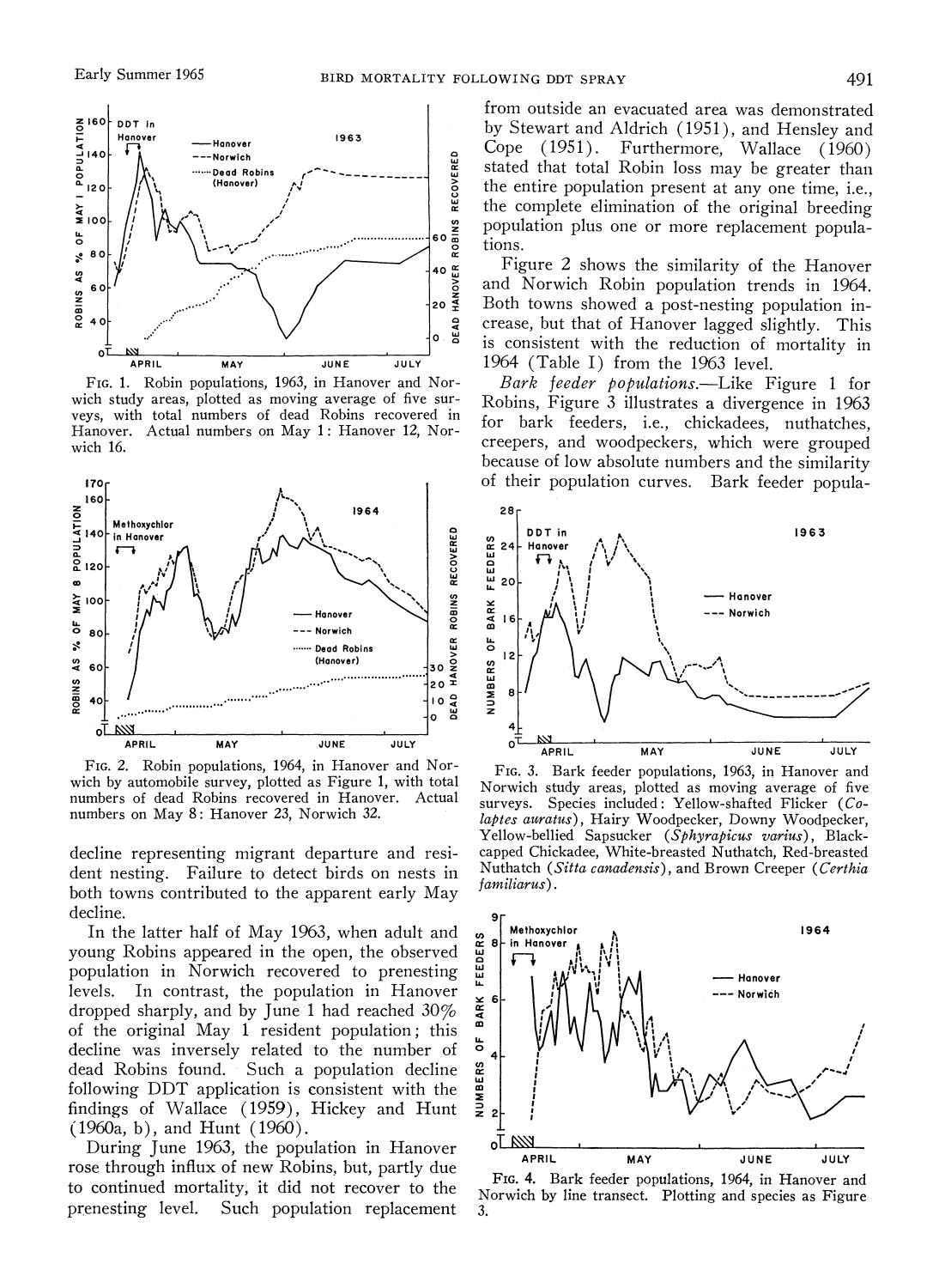FIG. 1. Robin populations, 1963, in Hanover and Norwich study areas, plotted as moving average of five surveys, with total numbers of dead Robins recovered in Hanover. Actual numbers on May 1: Hanover 12, Norwich 16.

FIG. 2. Robin populations, 1964, in Hanover and Norwich by automobile survey, plotted as Figure 1, with total numbers of dead Robins recovered in Hanover. Actual numbers on May 8: Hanover 23, Norwich 32.

decline representing migrant departure and resident nesting. Failure to detect birds on nests in both towns contributed to the apparent early May decline.

In the latter half of May 1963, when adult and young Robins appeared in the open, the observed population in Norwich recovered to prenesting levels. In contrast, the population in Hanover dropped sharply, and by June 1 had reached 30% of the original May 1 resident population; this decline was inversely related to the number of dead Robins found. Such a population decline following DDT application is consistent with the findings of Wallace (1959), Hickey and Hunt (1960a, b), and Hunt (1960).

During June 1963, the population in Hanover rose through influx of new Robins, but, partly due to continued mortality, it did not recover to the prenesting level. Such population replacement from outside an evacuated area was demonstrated by Stewart and Aldrich (1951), and Hensley and Cope (1951). Furthermore, Wallace (1960) stated that total Robin loss may be greater than the entire population present at any one time, i.e., the complete elimination of the original breeding population plus one or more replacement populations.

Figure 2 shows the similarity of the Hanover and Norwich Robin population trends in 1964. Both towns showed a post-nesting population increase, but that of Hanover lagged slightly. This is consistent with the reduction of mortality in 1964 (Table I) from the 1963 level.

*Bark feeder populations.*—Like Figure 1 for Robins, Figure 3 illustrates a divergence in 1963 for bark feeders, i.e., chickadees, nuthatches, creepers, and woodpeckers, which were grouped because of low absolute numbers and the similarity of their population curves. Bark feeder popula-

FIG. 3. Bark feeder populations, 1963, in Hanover and Norwich study areas, plotted as moving average of five surveys. Species included: Yellow-shafted Flicker (*Colaptes auratus*), Hairy Woodpecker, Downy Woodpecker, Yellow-bellied Sapsucker (*Sphyrapicus varius*), Black-capped Chickadee, White-breasted Nuthatch, Red-breasted Nuthatch (*Sitta canadensis*), and Brown Creeper (*Certhia familiarus*).

FIG. 4. Bark feeder populations, 1964, in Hanover and Norwich by line transect. Plotting and species as Figure 3.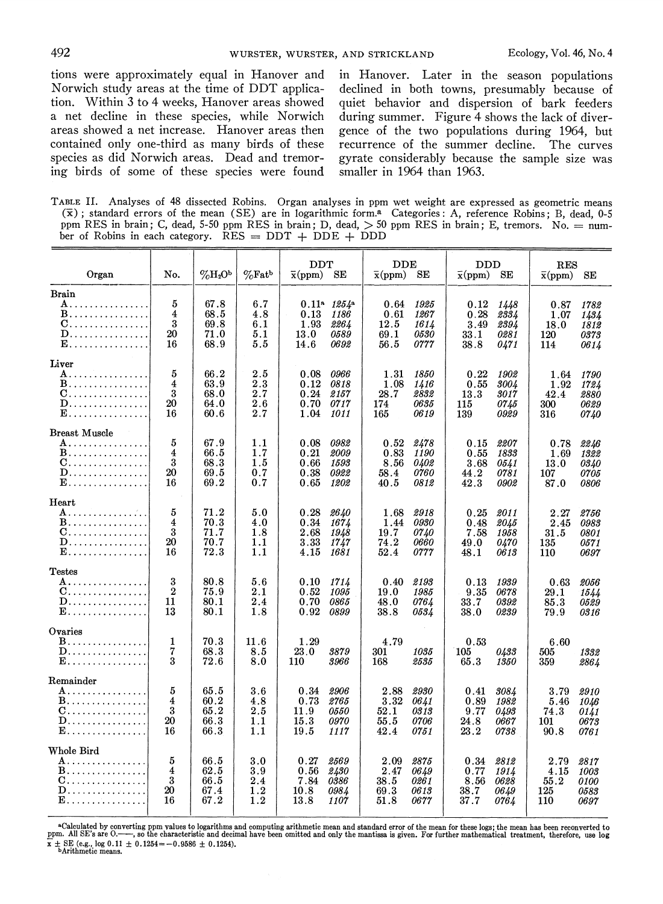tions were approximately equal in Hanover and Norwich study areas at the time of DDT application. Within 3 to 4 weeks, Hanover areas showed a net decline in these species, while Norwich areas showed a net increase. Hanover areas then contained only one-third as many birds of these species as did Norwich areas. Dead and tremoring birds of some of these species were found in Hanover. Later in the season populations declined in both towns, presumably because of quiet behavior and dispersion of bark feeders during summer. Figure 4 shows the lack of divergence of the two populations during 1964, but recurrence of the summer decline. The curves gyrate considerably because the sample size was smaller in 1964 than 1963.

TABLE II. Analyses of 48 dissected Robins. Organ analyses in ppm wet weight are expressed as geometric means ($\bar{x}$); standard errors of the mean (SE) are in logarithmic form.[a] Categories: A, reference Robins; B, dead, 0-5 ppm RES in brain; C, dead, 5-50 ppm RES in brain; D, dead, > 50 ppm RES in brain; E, tremors. No. = number of Robins in each category. RES = DDT + DDE + DDD

| Organ | No. | %$H_2O$[b] | %Fat[b] | DDT | | DDE | | DDD | | RES | |
|---|---|---|---|---|---|---|---|---|---|---|---|
| | | | | $\bar{x}$(ppm) | SE | $\bar{x}$(ppm) | SE | $\bar{x}$(ppm) | SE | $\bar{x}$(ppm) | SE |
| **Brain** | | | | | | | | | | | |
| A | 5 | 67.8 | 6.7 | 0.11[a] | *1254*[a] | 0.64 | *1925* | 0.12 | *1448* | 0.87 | *1782* |
| B | 4 | 68.5 | 4.8 | 0.13 | *1186* | 0.61 | *1267* | 0.28 | *2334* | 1.07 | *1434* |
| C | 3 | 69.8 | 6.1 | 1.93 | *2264* | 12.5 | *1614* | 3.49 | *2394* | 18.0 | *1812* |
| D | 20 | 71.0 | 5.1 | 13.0 | *0589* | 69.1 | *0530* | 33.1 | *0281* | 120 | *0373* |
| E | 16 | 68.9 | 5.5 | 14.6 | *0692* | 56.5 | *0777* | 38.8 | *0471* | 114 | *0614* |
| **Liver** | | | | | | | | | | | |
| A | 5 | 66.2 | 2.5 | 0.08 | *0966* | 1.31 | *1850* | 0.22 | *1902* | 1.64 | *1790* |
| B | 4 | 63.9 | 2.3 | 0.12 | *0818* | 1.08 | *1416* | 0.55 | *3004* | 1.92 | *1724* |
| C | 3 | 68.0 | 2.7 | 0.24 | *2157* | 28.7 | *2832* | 13.3 | *3017* | 42.4 | *2880* |
| D | 20 | 64.0 | 2.6 | 0.70 | *0717* | 174 | *0635* | 115 | *0745* | 300 | *0629* |
| E | 16 | 60.6 | 2.7 | 1.04 | *1011* | 165 | *0619* | 139 | *0929* | 316 | *0740* |
| **Breast Muscle** | | | | | | | | | | | |
| A | 5 | 67.9 | 1.1 | 0.08 | *0982* | 0.52 | *2478* | 0.15 | *2207* | 0.78 | *2246* |
| B | 4 | 66.5 | 1.7 | 0.21 | *2009* | 0.83 | *1190* | 0.55 | *1833* | 1.69 | *1322* |
| C | 3 | 68.3 | 1.5 | 0.66 | *1593* | 8.56 | *0402* | 3.68 | *0541* | 13.0 | *0340* |
| D | 20 | 69.5 | 0.7 | 0.38 | *0922* | 58.4 | *0760* | 44.2 | *0781* | 107 | *0705* |
| E | 16 | 69.2 | 0.7 | 0.65 | *1202* | 40.5 | *0812* | 42.3 | *0902* | 87.0 | *0806* |
| **Heart** | | | | | | | | | | | |
| A | 5 | 71.2 | 5.0 | 0.28 | *2640* | 1.68 | *2918* | 0.25 | *2011* | 2.27 | *2756* |
| B | 4 | 70.3 | 4.0 | 0.34 | *1674* | 1.44 | *0930* | 0.48 | *2045* | 2.45 | *0983* |
| C | 3 | 71.7 | 1.8 | 2.68 | *1948* | 19.7 | *0740* | 7.58 | *1958* | 31.5 | *0801* |
| D | 20 | 70.7 | 1.1 | 3.33 | *1747* | 74.2 | *0660* | 49.0 | *0470* | 135 | *0571* |
| E | 16 | 72.3 | 1.1 | 4.15 | *1681* | 52.4 | *0777* | 48.1 | *0613* | 110 | *0697* |
| **Testes** | | | | | | | | | | | |
| A | 3 | 80.8 | 5.6 | 0.10 | *1714* | 0.40 | *2193* | 0.13 | *1939* | 0.63 | *2056* |
| C | 2 | 75.9 | 2.1 | 0.52 | *1095* | 19.0 | *1985* | 9.35 | *0678* | 29.1 | *1544* |
| D | 11 | 80.1 | 2.4 | 0.70 | *0865* | 48.0 | *0764* | 33.7 | *0392* | 85.3 | *0529* |
| E | 13 | 80.1 | 1.8 | 0.92 | *0899* | 38.8 | *0534* | 38.0 | *0239* | 79.9 | *0316* |
| **Ovaries** | | | | | | | | | | | |
| B | 1 | 70.3 | 11.6 | 1.29 | | 4.79 | | 0.53 | | 6.60 | |
| D | 7 | 68.3 | 8.5 | 23.0 | *3879* | 301 | *1035* | 105 | *0433* | 505 | *1332* |
| E | 3 | 72.6 | 8.0 | 110 | *3966* | 168 | *2535* | 65.3 | *1350* | 359 | *2864* |
| **Remainder** | | | | | | | | | | | |
| A | 5 | 65.5 | 3.6 | 0.34 | *2906* | 2.88 | *2930* | 0.41 | *3084* | 3.79 | *2910* |
| B | 4 | 60.2 | 4.8 | 0.73 | *2765* | 3.32 | *0641* | 0.89 | *1982* | 5.46 | *1046* |
| C | 3 | 65.2 | 2.5 | 11.9 | *0550* | 52.1 | *0313* | 9.77 | *0493* | 74.3 | *0141* |
| D | 20 | 66.3 | 1.1 | 15.3 | *0970* | 55.5 | *0706* | 24.8 | *0667* | 101 | *0673* |
| E | 16 | 66.3 | 1.1 | 19.5 | *1117* | 42.4 | *0751* | 23.2 | *0738* | 90.8 | *0761* |
| **Whole Bird** | | | | | | | | | | | |
| A | 5 | 66.5 | 3.0 | 0.27 | *2569* | 2.09 | *2875* | 0.34 | *2812* | 2.79 | *2817* |
| B | 4 | 62.5 | 3.9 | 0.56 | *2430* | 2.47 | *0649* | 0.77 | *1914* | 4.15 | *1003* |
| C | 3 | 66.5 | 2.4 | 7.84 | *0386* | 38.5 | *0261* | 8.56 | *0628* | 55.2 | *0100* |
| D | 20 | 67.4 | 1.2 | 10.8 | *0984* | 69.3 | *0613* | 38.7 | *0649* | 125 | *0583* |
| E | 16 | 67.2 | 1.2 | 13.8 | *1107* | 51.8 | *0677* | 37.7 | *0764* | 110 | *0697* |

[a]Calculated by converting ppm values to logarithms and computing arithmetic mean and standard error of the mean for these logs; the mean has been reconverted to ppm. All SE's are 0.——, so the characteristic and decimal have been omitted and only the mantissa is given. For further mathematical treatment, therefore, use log $\bar{x}$ ± SE (e.g., log 0.11 ± 0.1254 = −0.9586 ± 0.1254).
[b]Arithmetic means.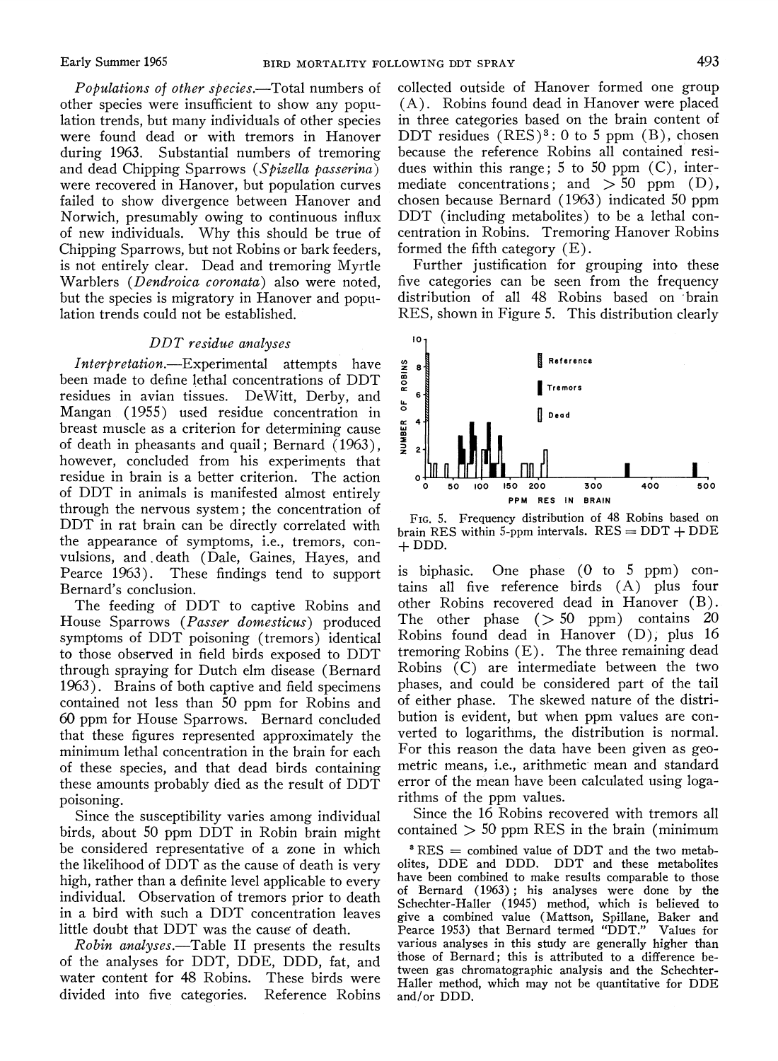*Populations of other species.*—Total numbers of other species were insufficient to show any population trends, but many individuals of other species were found dead or with tremors in Hanover during 1963. Substantial numbers of tremoring and dead Chipping Sparrows (*Spizella passerina*) were recovered in Hanover, but population curves failed to show divergence between Hanover and Norwich, presumably owing to continuous influx of new individuals. Why this should be true of Chipping Sparrows, but not Robins or bark feeders, is not entirely clear. Dead and tremoring Myrtle Warblers (*Dendroica coronata*) also were noted, but the species is migratory in Hanover and population trends could not be established.

### DDT residue analyses

*Interpretation.*—Experimental attempts have been made to define lethal concentrations of DDT residues in avian tissues. DeWitt, Derby, and Mangan (1955) used residue concentration in breast muscle as a criterion for determining cause of death in pheasants and quail; Bernard (1963), however, concluded from his experiments that residue in brain is a better criterion. The action of DDT in animals is manifested almost entirely through the nervous system; the concentration of DDT in rat brain can be directly correlated with the appearance of symptoms, i.e., tremors, convulsions, and death (Dale, Gaines, Hayes, and Pearce 1963). These findings tend to support Bernard's conclusion.

The feeding of DDT to captive Robins and House Sparrows (*Passer domesticus*) produced symptoms of DDT poisoning (tremors) identical to those observed in field birds exposed to DDT through spraying for Dutch elm disease (Bernard 1963). Brains of both captive and field specimens contained not less than 50 ppm for Robins and 60 ppm for House Sparrows. Bernard concluded that these figures represented approximately the minimum lethal concentration in the brain for each of these species, and that dead birds containing these amounts probably died as the result of DDT poisoning.

Since the susceptibility varies among individual birds, about 50 ppm DDT in Robin brain might be considered representative of a zone in which the likelihood of DDT as the cause of death is very high, rather than a definite level applicable to every individual. Observation of tremors prior to death in a bird with such a DDT concentration leaves little doubt that DDT was the cause of death.

*Robin analyses.*—Table II presents the results of the analyses for DDT, DDE, DDD, fat, and water content for 48 Robins. These birds were divided into five categories. Reference Robins collected outside of Hanover formed one group (A). Robins found dead in Hanover were placed in three categories based on the brain content of DDT residues (RES)[3]: 0 to 5 ppm (B), chosen because the reference Robins all contained residues within this range; 5 to 50 ppm (C), intermediate concentrations; and > 50 ppm (D), chosen because Bernard (1963) indicated 50 ppm DDT (including metabolites) to be a lethal concentration in Robins. Tremoring Hanover Robins formed the fifth category (E).

Further justification for grouping into these five categories can be seen from the frequency distribution of all 48 Robins based on brain RES, shown in Figure 5. This distribution clearly

FIG. 5. Frequency distribution of 48 Robins based on brain RES within 5-ppm intervals. RES = DDT + DDE + DDD.

is biphasic. One phase (0 to 5 ppm) contains all five reference birds (A) plus four other Robins recovered dead in Hanover (B). The other phase (> 50 ppm) contains 20 Robins found dead in Hanover (D), plus 16 tremoring Robins (E). The three remaining dead Robins (C) are intermediate between the two phases, and could be considered part of the tail of either phase. The skewed nature of the distribution is evident, but when ppm values are converted to logarithms, the distribution is normal. For this reason the data have been given as geometric means, i.e., arithmetic mean and standard error of the mean have been calculated using logarithms of the ppm values.

Since the 16 Robins recovered with tremors all contained > 50 ppm RES in the brain (minimum

[3] RES = combined value of DDT and the two metabolites, DDE and DDD. DDT and these metabolites have been combined to make results comparable to those of Bernard (1963); his analyses were done by the Schechter-Haller (1945) method, which is believed to give a combined value (Mattson, Spillane, Baker and Pearce 1953) that Bernard termed "DDT." Values for various analyses in this study are generally higher than those of Bernard; this is attributed to a difference between gas chromatographic analysis and the Schechter-Haller method, which may not be quantitative for DDE and/or DDD.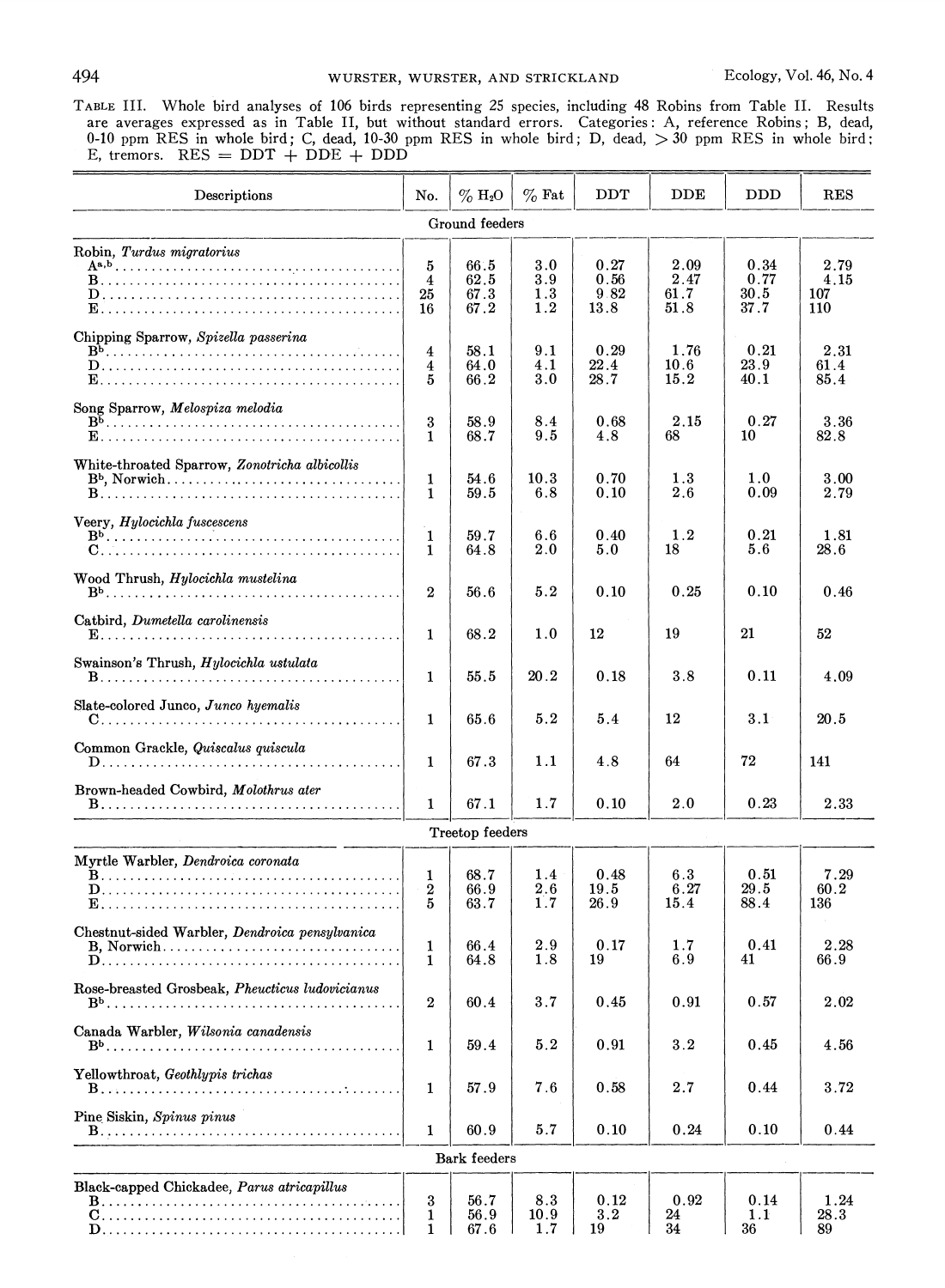TABLE III. Whole bird analyses of 106 birds representing 25 species, including 48 Robins from Table II. Results are averages expressed as in Table II, but without standard errors. Categories: A, reference Robins; B, dead, 0-10 ppm RES in whole bird; C, dead, 10-30 ppm RES in whole bird; D, dead, > 30 ppm RES in whole bird; E, tremors. RES = DDT + DDE + DDD

| Descriptions | No. | % $H_2O$ | % Fat | DDT | DDE | DDD | RES |
|---|---|---|---|---|---|---|---|
| | | Ground feeders | | | | | |
| Robin, *Turdus migratorius* | | | | | | | |
| A[a,b] | 5 | 66.5 | 3.0 | 0.27 | 2.09 | 0.34 | 2.79 |
| B | 4 | 62.5 | 3.9 | 0.56 | 2.47 | 0.77 | 4.15 |
| D | 25 | 67.3 | 1.3 | 9.82 | 61.7 | 30.5 | 107 |
| E | 16 | 67.2 | 1.2 | 13.8 | 51.8 | 37.7 | 110 |
| Chipping Sparrow, *Spizella passerina* | | | | | | | |
| B[b] | 4 | 58.1 | 9.1 | 0.29 | 1.76 | 0.21 | 2.31 |
| D | 4 | 64.0 | 4.1 | 22.4 | 10.6 | 23.9 | 61.4 |
| E | 5 | 66.2 | 3.0 | 28.7 | 15.2 | 40.1 | 85.4 |
| Song Sparrow, *Melospiza melodia* | | | | | | | |
| B[b] | 3 | 58.9 | 8.4 | 0.68 | 2.15 | 0.27 | 3.36 |
| E | 1 | 68.7 | 9.5 | 4.8 | 68 | 10 | 82.8 |
| White-throated Sparrow, *Zonotricha albicollis* | | | | | | | |
| B[b], Norwich | 1 | 54.6 | 10.3 | 0.70 | 1.3 | 1.0 | 3.00 |
| B | 1 | 59.5 | 6.8 | 0.10 | 2.6 | 0.09 | 2.79 |
| Veery, *Hylocichla fuscescens* | | | | | | | |
| B[b] | 1 | 59.7 | 6.6 | 0.40 | 1.2 | 0.21 | 1.81 |
| C | 1 | 64.8 | 2.0 | 5.0 | 18 | 5.6 | 28.6 |
| Wood Thrush, *Hylocichla mustelina* | | | | | | | |
| B[b] | 2 | 56.6 | 5.2 | 0.10 | 0.25 | 0.10 | 0.46 |
| Catbird, *Dumetella carolinensis* | | | | | | | |
| E | 1 | 68.2 | 1.0 | 12 | 19 | 21 | 52 |
| Swainson's Thrush, *Hylocichla ustulata* | | | | | | | |
| B | 1 | 55.5 | 20.2 | 0.18 | 3.8 | 0.11 | 4.09 |
| Slate-colored Junco, *Junco hyemalis* | | | | | | | |
| C | 1 | 65.6 | 5.2 | 5.4 | 12 | 3.1 | 20.5 |
| Common Grackle, *Quiscalus quiscula* | | | | | | | |
| D | 1 | 67.3 | 1.1 | 4.8 | 64 | 72 | 141 |
| Brown-headed Cowbird, *Molothrus ater* | | | | | | | |
| B | 1 | 67.1 | 1.7 | 0.10 | 2.0 | 0.23 | 2.33 |
| | | Treetop feeders | | | | | |
| Myrtle Warbler, *Dendroica coronata* | | | | | | | |
| B | 1 | 68.7 | 1.4 | 0.48 | 6.3 | 0.51 | 7.29 |
| D | 2 | 66.9 | 2.6 | 19.5 | 6.27 | 29.5 | 60.2 |
| E | 5 | 63.7 | 1.7 | 26.9 | 15.4 | 88.4 | 136 |
| Chestnut-sided Warbler, *Dendroica pensylvanica* | | | | | | | |
| B, Norwich | 1 | 66.4 | 2.9 | 0.17 | 1.7 | 0.41 | 2.28 |
| D | 1 | 64.8 | 1.8 | 19 | 6.9 | 41 | 66.9 |
| Rose-breasted Grosbeak, *Pheucticus ludovicianus* | | | | | | | |
| B[b] | 2 | 60.4 | 3.7 | 0.45 | 0.91 | 0.57 | 2.02 |
| Canada Warbler, *Wilsonia canadensis* | | | | | | | |
| B[b] | 1 | 59.4 | 5.2 | 0.91 | 3.2 | 0.45 | 4.56 |
| Yellowthroat, *Geothlypis trichas* | | | | | | | |
| B | 1 | 57.9 | 7.6 | 0.58 | 2.7 | 0.44 | 3.72 |
| Pine Siskin, *Spinus pinus* | | | | | | | |
| B | 1 | 60.9 | 5.7 | 0.10 | 0.24 | 0.10 | 0.44 |
| | | Bark feeders | | | | | |
| Black-capped Chickadee, *Parus atricapillus* | | | | | | | |
| B | 3 | 56.7 | 8.3 | 0.12 | 0.92 | 0.14 | 1.24 |
| C | 1 | 56.9 | 10.9 | 3.2 | 24 | 1.1 | 28.3 |
| D | 1 | 67.6 | 1.7 | 19 | 34 | 36 | 89 |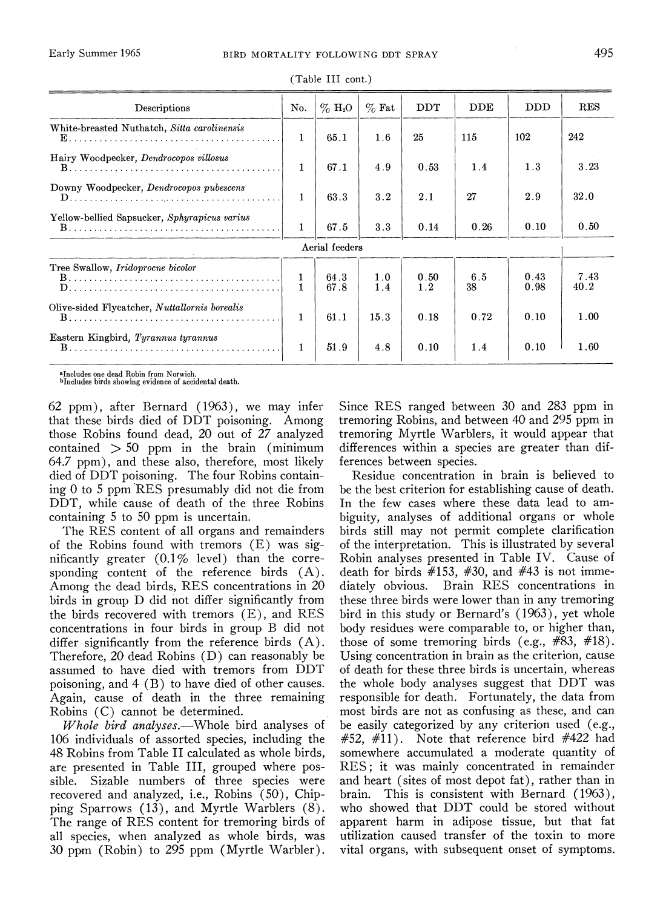(Table III cont.)

| Descriptions | No. | % $H_2O$ | % Fat | DDT | DDE | DDD | RES |
|---|---|---|---|---|---|---|---|
| White-breasted Nuthatch, *Sitta carolinensis* | | | | | | | |
| E | 1 | 65.1 | 1.6 | 25 | 115 | 102 | 242 |
| Hairy Woodpecker, *Dendrocopos villosus* | | | | | | | |
| B | 1 | 67.1 | 4.9 | 0.53 | 1.4 | 1.3 | 3.23 |
| Downy Woodpecker, *Dendrocopos pubescens* | | | | | | | |
| D | 1 | 63.3 | 3.2 | 2.1 | 27 | 2.9 | 32.0 |
| Yellow-bellied Sapsucker, *Sphyrapicus varius* | | | | | | | |
| B | 1 | 67.5 | 3.3 | 0.14 | 0.26 | 0.10 | 0.50 |
| Aerial feeders | | | | | | | |
| Tree Swallow, *Iridoprocne bicolor* | | | | | | | |
| B | 1 | 64.3 | 1.0 | 0.50 | 6.5 | 0.43 | 7.43 |
| D | 1 | 67.8 | 1.4 | 1.2 | 38 | 0.98 | 40.2 |
| Olive-sided Flycatcher, *Nuttallornis borealis* | | | | | | | |
| B | 1 | 61.1 | 15.3 | 0.18 | 0.72 | 0.10 | 1.00 |
| Eastern Kingbird, *Tyrannus tyrannus* | | | | | | | |
| B | 1 | 51.9 | 4.8 | 0.10 | 1.4 | 0.10 | 1.60 |

[a]Includes one dead Robin from Norwich.
[b]Includes birds showing evidence of accidental death.

62 ppm), after Bernard (1963), we may infer that these birds died of DDT poisoning. Among those Robins found dead, 20 out of 27 analyzed contained > 50 ppm in the brain (minimum 64.7 ppm), and these also, therefore, most likely died of DDT poisoning. The four Robins containing 0 to 5 ppm RES presumably did not die from DDT, while cause of death of the three Robins containing 5 to 50 ppm is uncertain.

The RES content of all organs and remainders of the Robins found with tremors (E) was significantly greater (0.1% level) than the corresponding content of the reference birds (A). Among the dead birds, RES concentrations in 20 birds in group D did not differ significantly from the birds recovered with tremors (E), and RES concentrations in four birds in group B did not differ significantly from the reference birds (A). Therefore, 20 dead Robins (D) can reasonably be assumed to have died with tremors from DDT poisoning, and 4 (B) to have died of other causes. Again, cause of death in the three remaining Robins (C) cannot be determined.

*Whole bird analyses.*—Whole bird analyses of 106 individuals of assorted species, including the 48 Robins from Table II calculated as whole birds, are presented in Table III, grouped where possible. Sizable numbers of three species were recovered and analyzed, i.e., Robins (50), Chipping Sparrows (13), and Myrtle Warblers (8). The range of RES content for tremoring birds of all species, when analyzed as whole birds, was 30 ppm (Robin) to 295 ppm (Myrtle Warbler). Since RES ranged between 30 and 283 ppm in tremoring Robins, and between 40 and 295 ppm in tremoring Myrtle Warblers, it would appear that differences within a species are greater than differences between species.

Residue concentration in brain is believed to be the best criterion for establishing cause of death. In the few cases where these data lead to ambiguity, analyses of additional organs or whole birds still may not permit complete clarification of the interpretation. This is illustrated by several Robin analyses presented in Table IV. Cause of death for birds #153, #30, and #43 is not immediately obvious. Brain RES concentrations in these three birds were lower than in any tremoring bird in this study or Bernard's (1963), yet whole body residues were comparable to, or higher than, those of some tremoring birds (e.g., #83, #18). Using concentration in brain as the criterion, cause of death for these three birds is uncertain, whereas the whole body analyses suggest that DDT was responsible for death. Fortunately, the data from most birds are not as confusing as these, and can be easily categorized by any criterion used (e.g., #52, #11). Note that reference bird #422 had somewhere accumulated a moderate quantity of RES; it was mainly concentrated in remainder and heart (sites of most depot fat), rather than in brain. This is consistent with Bernard (1963), who showed that DDT could be stored without apparent harm in adipose tissue, but that fat utilization caused transfer of the toxin to more vital organs, with subsequent onset of symptoms.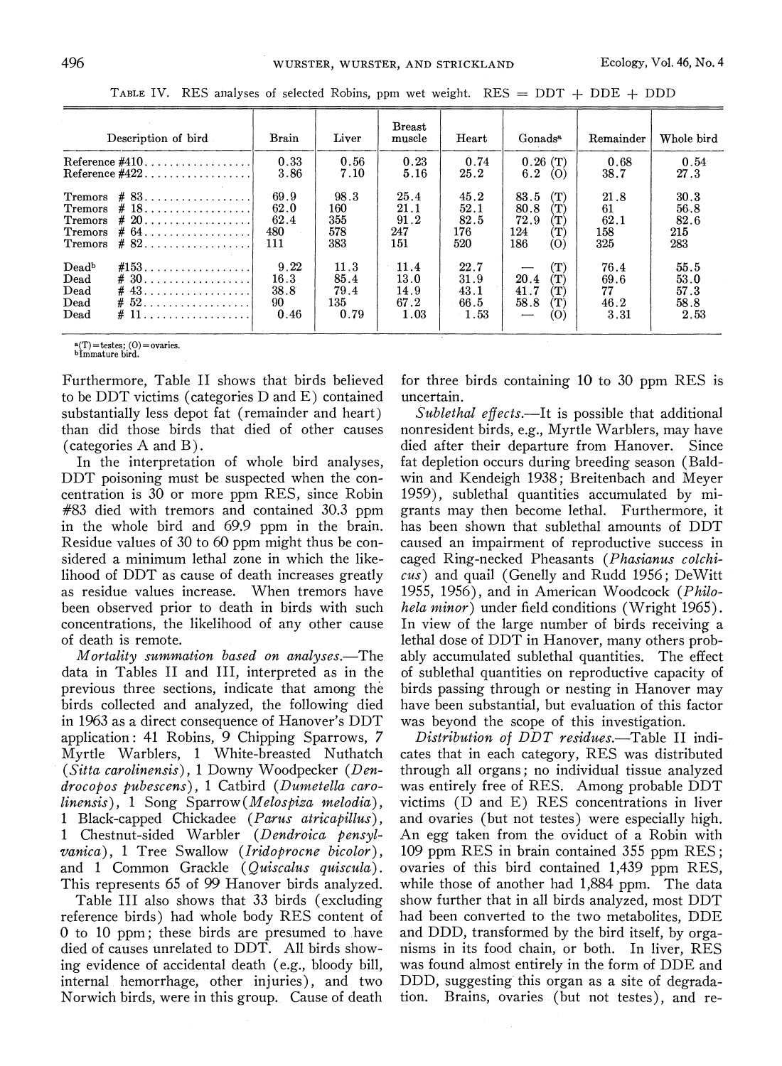TABLE IV. RES analyses of selected Robins, ppm wet weight. RES = DDT + DDE + DDD

| Description of bird | Brain | Liver | Breast muscle | Heart | Gonads[a] | Remainder | Whole bird |
|---|---|---|---|---|---|---|---|
| Reference #410 | 0.33 | 0.56 | 0.23 | 0.74 | 0.26 (T) | 0.68 | 0.54 |
| Reference #422 | 3.86 | 7.10 | 5.16 | 25.2 | 6.2 (O) | 38.7 | 27.3 |
| Tremors # 83 | 69.9 | 98.3 | 25.4 | 45.2 | 83.5 (T) | 21.8 | 30.3 |
| Tremors # 18 | 62.0 | 160 | 21.1 | 52.1 | 80.8 (T) | 61 | 56.8 |
| Tremors # 20 | 62.4 | 355 | 91.2 | 82.5 | 72.9 (T) | 62.1 | 82.6 |
| Tremors # 64 | 480 | 578 | 247 | 176 | 124 (T) | 158 | 215 |
| Tremors # 82 | 111 | 383 | 151 | 520 | 186 (O) | 325 | 283 |
| Dead[b] #153 | 9.22 | 11.3 | 11.4 | 22.7 | — (T) | 76.4 | 55.5 |
| Dead # 30 | 16.3 | 85.4 | 13.0 | 31.9 | 20.4 (T) | 69.6 | 53.0 |
| Dead # 43 | 38.8 | 79.4 | 14.9 | 43.1 | 41.7 (T) | 77 | 57.3 |
| Dead # 52 | 90 | 135 | 67.2 | 66.5 | 58.8 (T) | 46.2 | 58.8 |
| Dead # 11 | 0.46 | 0.79 | 1.03 | 1.53 | — (O) | 3.31 | 2.53 |

[a](T) = testes; (O) = ovaries.
[b]Immature bird.

Furthermore, Table II shows that birds believed to be DDT victims (categories D and E) contained substantially less depot fat (remainder and heart) than did those birds that died of other causes (categories A and B).

In the interpretation of whole bird analyses, DDT poisoning must be suspected when the concentration is 30 or more ppm RES, since Robin #83 died with tremors and contained 30.3 ppm in the whole bird and 69.9 ppm in the brain. Residue values of 30 to 60 ppm might thus be considered a minimum lethal zone in which the likelihood of DDT as cause of death increases greatly as residue values increase. When tremors have been observed prior to death in birds with such concentrations, the likelihood of any other cause of death is remote.

*Mortality summation based on analyses.*—The data in Tables II and III, interpreted as in the previous three sections, indicate that among the birds collected and analyzed, the following died in 1963 as a direct consequence of Hanover's DDT application: 41 Robins, 9 Chipping Sparrows, 7 Myrtle Warblers, 1 White-breasted Nuthatch (*Sitta carolinensis*), 1 Downy Woodpecker (*Dendrocopos pubescens*), 1 Catbird (*Dumetella carolinensis*), 1 Song Sparrow (*Melospiza melodia*), 1 Black-capped Chickadee (*Parus atricapillus*), 1 Chestnut-sided Warbler (*Dendroica pensylvanica*), 1 Tree Swallow (*Iridoprocne bicolor*), and 1 Common Grackle (*Quiscalus quiscula*). This represents 65 of 99 Hanover birds analyzed.

Table III also shows that 33 birds (excluding reference birds) had whole body RES content of 0 to 10 ppm; these birds are presumed to have died of causes unrelated to DDT. All birds showing evidence of accidental death (e.g., bloody bill, internal hemorrhage, other injuries), and two Norwich birds, were in this group. Cause of death for three birds containing 10 to 30 ppm RES is uncertain.

*Sublethal effects.*—It is possible that additional nonresident birds, e.g., Myrtle Warblers, may have died after their departure from Hanover. Since fat depletion occurs during breeding season (Baldwin and Kendeigh 1938; Breitenbach and Meyer 1959), sublethal quantities accumulated by migrants may then become lethal. Furthermore, it has been shown that sublethal amounts of DDT caused an impairment of reproductive success in caged Ring-necked Pheasants (*Phasianus colchicus*) and quail (Genelly and Rudd 1956; DeWitt 1955, 1956), and in American Woodcock (*Philohela minor*) under field conditions (Wright 1965). In view of the large number of birds receiving a lethal dose of DDT in Hanover, many others probably accumulated sublethal quantities. The effect of sublethal quantities on reproductive capacity of birds passing through or nesting in Hanover may have been substantial, but evaluation of this factor was beyond the scope of this investigation.

*Distribution of DDT residues.*—Table II indicates that in each category, RES was distributed through all organs; no individual tissue analyzed was entirely free of RES. Among probable DDT victims (D and E) RES concentrations in liver and ovaries (but not testes) were especially high. An egg taken from the oviduct of a Robin with 109 ppm RES in brain contained 355 ppm RES; ovaries of this bird contained 1,439 ppm RES, while those of another had 1,884 ppm. The data show further that in all birds analyzed, most DDT had been converted to the two metabolites, DDE and DDD, transformed by the bird itself, by organisms in its food chain, or both. In liver, RES was found almost entirely in the form of DDE and DDD, suggesting this organ as a site of degradation. Brains, ovaries (but not testes), and re-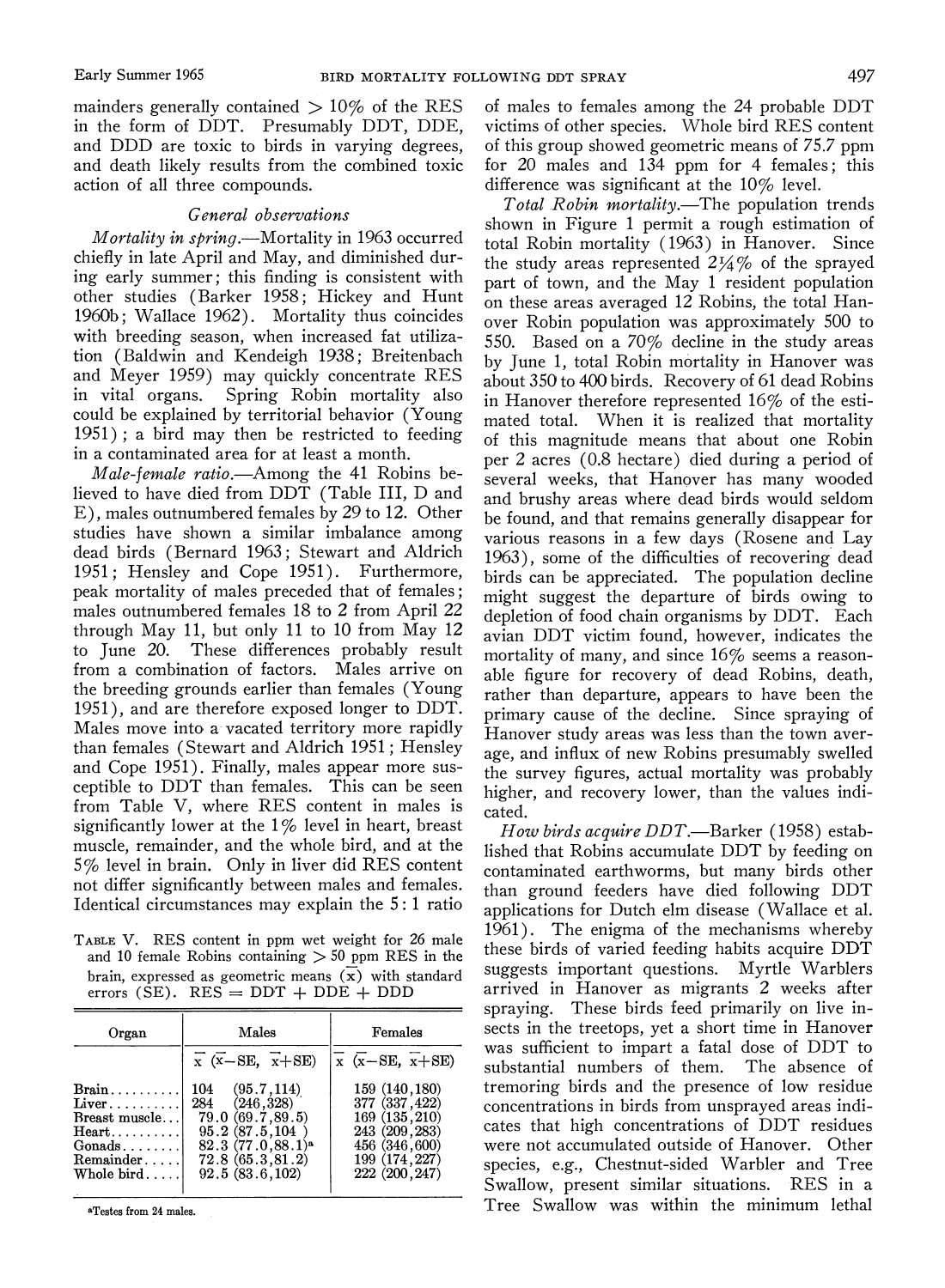mainders generally contained > 10% of the RES in the form of DDT. Presumably DDT, DDE, and DDD are toxic to birds in varying degrees, and death likely results from the combined toxic action of all three compounds.

### *General observations*

*Mortality in spring*.—Mortality in 1963 occurred chiefly in late April and May, and diminished during early summer; this finding is consistent with other studies (Barker 1958; Hickey and Hunt 1960b; Wallace 1962). Mortality thus coincides with breeding season, when increased fat utilization (Baldwin and Kendeigh 1938; Breitenbach and Meyer 1959) may quickly concentrate RES in vital organs. Spring Robin mortality also could be explained by territorial behavior (Young 1951); a bird may then be restricted to feeding in a contaminated area for at least a month.

*Male-female ratio*.—Among the 41 Robins believed to have died from DDT (Table III, D and E), males outnumbered females by 29 to 12. Other studies have shown a similar imbalance among dead birds (Bernard 1963; Stewart and Aldrich 1951; Hensley and Cope 1951). Furthermore, peak mortality of males preceded that of females; males outnumbered females 18 to 2 from April 22 through May 11, but only 11 to 10 from May 12 to June 20. These differences probably result from a combination of factors. Males arrive on the breeding grounds earlier than females (Young 1951), and are therefore exposed longer to DDT. Males move into a vacated territory more rapidly than females (Stewart and Aldrich 1951; Hensley and Cope 1951). Finally, males appear more susceptible to DDT than females. This can be seen from Table V, where RES content in males is significantly lower at the 1% level in heart, breast muscle, remainder, and the whole bird, and at the 5% level in brain. Only in liver did RES content not differ significantly between males and females. Identical circumstances may explain the 5 : 1 ratio of males to females among the 24 probable DDT victims of other species. Whole bird RES content of this group showed geometric means of 75.7 ppm for 20 males and 134 ppm for 4 females; this difference was significant at the 10% level.

TABLE V. RES content in ppm wet weight for 26 male and 10 female Robins containing > 50 ppm RES in the brain, expressed as geometric means ($\bar{x}$) with standard errors (SE). RES = DDT + DDE + DDD

| Organ | Males | Females |
|---|---|---|
| | $\bar{x}$ ($\bar{x}$−SE, $\bar{x}$+SE) | $\bar{x}$ ($\bar{x}$−SE, $\bar{x}$+SE) |
| Brain | 104 (95.7, 114) | 159 (140, 180) |
| Liver | 284 (246, 328) | 377 (337, 422) |
| Breast muscle | 79.0 (69.7, 89.5) | 169 (135, 210) |
| Heart | 95.2 (87.5, 104) | 243 (209, 283) |
| Gonads | 82.3 (77.0, 88.1)[a] | 456 (346, 600) |
| Remainder | 72.8 (65.3, 81.2) | 199 (174, 227) |
| Whole bird | 92.5 (83.6, 102) | 222 (200, 247) |

[a]Testes from 24 males.

*Total Robin mortality*.—The population trends shown in Figure 1 permit a rough estimation of total Robin mortality (1963) in Hanover. Since the study areas represented 2¼% of the sprayed part of town, and the May 1 resident population on these areas averaged 12 Robins, the total Hanover Robin population was approximately 500 to 550. Based on a 70% decline in the study areas by June 1, total Robin mortality in Hanover was about 350 to 400 birds. Recovery of 61 dead Robins in Hanover therefore represented 16% of the estimated total. When it is realized that mortality of this magnitude means that about one Robin per 2 acres (0.8 hectare) died during a period of several weeks, that Hanover has many wooded and brushy areas where dead birds would seldom be found, and that remains generally disappear for various reasons in a few days (Rosene and Lay 1963), some of the difficulties of recovering dead birds can be appreciated. The population decline might suggest the departure of birds owing to depletion of food chain organisms by DDT. Each avian DDT victim found, however, indicates the mortality of many, and since 16% seems a reasonable figure for recovery of dead Robins, death, rather than departure, appears to have been the primary cause of the decline. Since spraying of Hanover study areas was less than the town average, and influx of new Robins presumably swelled the survey figures, actual mortality was probably higher, and recovery lower, than the values indicated.

*How birds acquire DDT*.—Barker (1958) established that Robins accumulate DDT by feeding on contaminated earthworms, but many birds other than ground feeders have died following DDT applications for Dutch elm disease (Wallace et al. 1961). The enigma of the mechanisms whereby these birds of varied feeding habits acquire DDT suggests important questions. Myrtle Warblers arrived in Hanover as migrants 2 weeks after spraying. These birds feed primarily on live insects in the treetops, yet a short time in Hanover was sufficient to impart a fatal dose of DDT to substantial numbers of them. The absence of tremoring birds and the presence of low residue concentrations in birds from unsprayed areas indicates that high concentrations of DDT residues were not accumulated outside of Hanover. Other species, e.g., Chestnut-sided Warbler and Tree Swallow, present similar situations. RES in a Tree Swallow was within the minimum lethal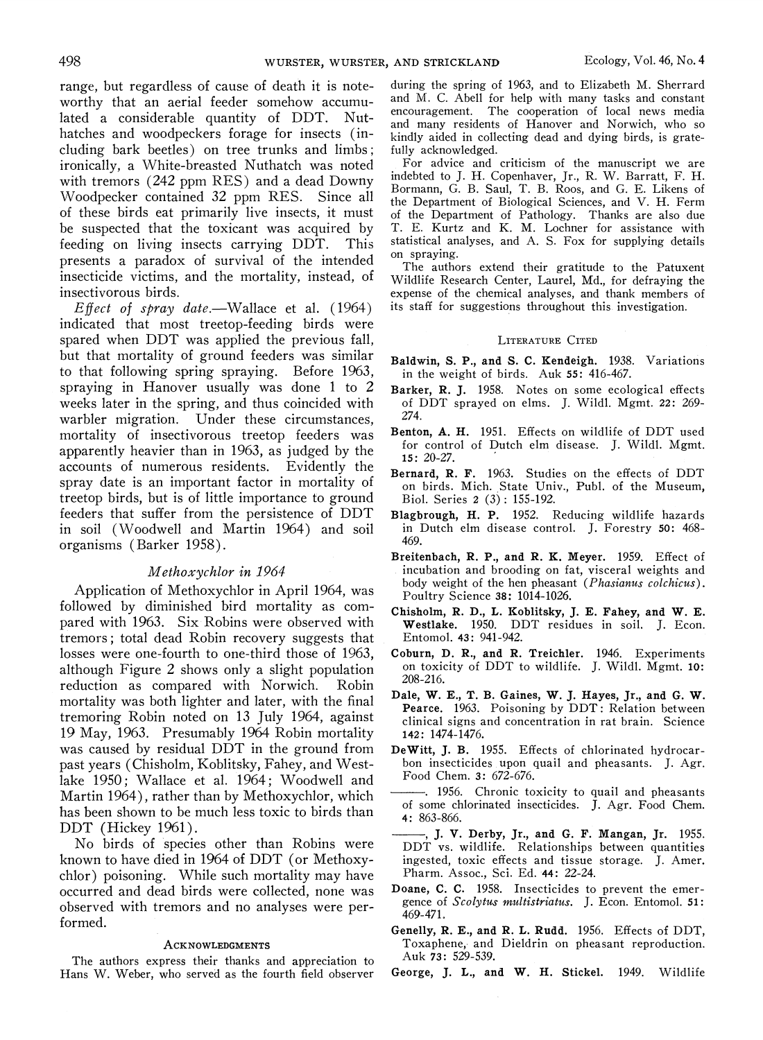range, but regardless of cause of death it is noteworthy that an aerial feeder somehow accumulated a considerable quantity of DDT. Nuthatches and woodpeckers forage for insects (including bark beetles) on tree trunks and limbs; ironically, a White-breasted Nuthatch was noted with tremors (242 ppm RES) and a dead Downy Woodpecker contained 32 ppm RES. Since all of these birds eat primarily live insects, it must be suspected that the toxicant was acquired by feeding on living insects carrying DDT. This presents a paradox of survival of the intended insecticide victims, and the mortality, instead, of insectivorous birds.

*Effect of spray date.*—Wallace et al. (1964) indicated that most treetop-feeding birds were spared when DDT was applied the previous fall, but that mortality of ground feeders was similar to that following spring spraying. Before 1963, spraying in Hanover usually was done 1 to 2 weeks later in the spring, and thus coincided with warbler migration. Under these circumstances, mortality of insectivorous treetop feeders was apparently heavier than in 1963, as judged by the accounts of numerous residents. Evidently the spray date is an important factor in mortality of treetop birds, but is of little importance to ground feeders that suffer from the persistence of DDT in soil (Woodwell and Martin 1964) and soil organisms (Barker 1958).

### *Methoxychlor in 1964*

Application of Methoxychlor in April 1964, was followed by diminished bird mortality as compared with 1963. Six Robins were observed with tremors; total dead Robin recovery suggests that losses were one-fourth to one-third those of 1963, although Figure 2 shows only a slight population reduction as compared with Norwich. Robin mortality was both lighter and later, with the final tremoring Robin noted on 13 July 1964, against 19 May, 1963. Presumably 1964 Robin mortality was caused by residual DDT in the ground from past years (Chisholm, Koblitsky, Fahey, and Westlake 1950; Wallace et al. 1964; Woodwell and Martin 1964), rather than by Methoxychlor, which has been shown to be much less toxic to birds than DDT (Hickey 1961).

No birds of species other than Robins were known to have died in 1964 of DDT (or Methoxychlor) poisoning. While such mortality may have occurred and dead birds were collected, none was observed with tremors and no analyses were performed.

### Acknowledgments

The authors express their thanks and appreciation to Hans W. Weber, who served as the fourth field observer during the spring of 1963, and to Elizabeth M. Sherrard and M. C. Abell for help with many tasks and constant encouragement. The cooperation of local news media and many residents of Hanover and Norwich, who so kindly aided in collecting dead and dying birds, is gratefully acknowledged.

For advice and criticism of the manuscript we are indebted to J. H. Copenhaver, Jr., R. W. Barratt, F. H. Bormann, G. B. Saul, T. B. Roos, and G. E. Likens of the Department of Biological Sciences, and V. H. Ferm of the Department of Pathology. Thanks are also due T. E. Kurtz and K. M. Lochner for assistance with statistical analyses, and A. S. Fox for supplying details on spraying.

The authors extend their gratitude to the Patuxent Wildlife Research Center, Laurel, Md., for defraying the expense of the chemical analyses, and thank members of its staff for suggestions throughout this investigation.

### Literature Cited

**Baldwin, S. P., and S. C. Kendeigh.** 1938. Variations in the weight of birds. Auk **55**: 416-467.

**Barker, R. J.** 1958. Notes on some ecological effects of DDT sprayed on elms. J. Wildl. Mgmt. **22**: 269-274.

**Benton, A. H.** 1951. Effects on wildlife of DDT used for control of Dutch elm disease. J. Wildl. Mgmt. **15**: 20-27.

**Bernard, R. F.** 1963. Studies on the effects of DDT on birds. Mich. State Univ., Publ. of the Museum, Biol. Series **2** (3): 155-192.

**Blagbrough, H. P.** 1952. Reducing wildlife hazards in Dutch elm disease control. J. Forestry **50**: 468-469.

**Breitenbach, R. P., and R. K. Meyer.** 1959. Effect of incubation and brooding on fat, visceral weights and body weight of the hen pheasant (*Phasianus colchicus*). Poultry Science **38**: 1014-1026.

**Chisholm, R. D., L. Koblitsky, J. E. Fahey, and W. E. Westlake.** 1950. DDT residues in soil. J. Econ. Entomol. **43**: 941-942.

**Coburn, D. R., and R. Treichler.** 1946. Experiments on toxicity of DDT to wildlife. J. Wildl. Mgmt. **10**: 208-216.

**Dale, W. E., T. B. Gaines, W. J. Hayes, Jr., and G. W. Pearce.** 1963. Poisoning by DDT: Relation between clinical signs and concentration in rat brain. Science **142**: 1474-1476.

**DeWitt, J. B.** 1955. Effects of chlorinated hydrocarbon insecticides upon quail and pheasants. J. Agr. Food Chem. **3**: 672-676.

———. 1956. Chronic toxicity to quail and pheasants of some chlorinated insecticides. J. Agr. Food Chem. **4**: 863-866.

———, **J. V. Derby, Jr., and G. F. Mangan, Jr.** 1955. DDT vs. wildlife. Relationships between quantities ingested, toxic effects and tissue storage. J. Amer. Pharm. Assoc., Sci. Ed. **44**: 22-24.

**Doane, C. C.** 1958. Insecticides to prevent the emergence of *Scolytus multistriatus*. J. Econ. Entomol. **51**: 469-471.

**Genelly, R. E., and R. L. Rudd.** 1956. Effects of DDT, Toxaphene, and Dieldrin on pheasant reproduction. Auk **73**: 529-539.

**George, J. L., and W. H. Stickel.** 1949. Wildlife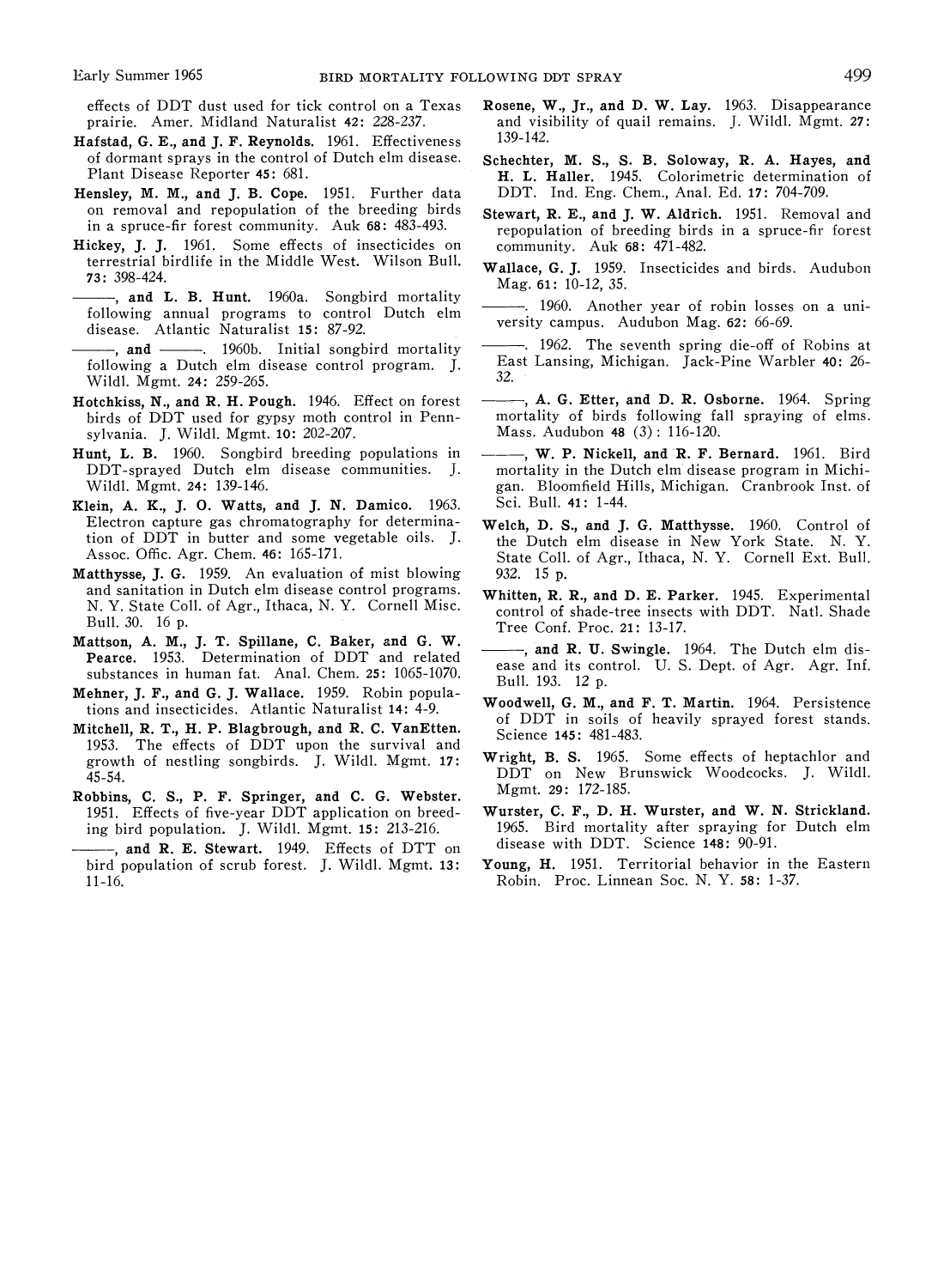effects of DDT dust used for tick control on a Texas prairie. Amer. Midland Naturalist **42**: 228-237.

**Hafstad, G. E., and J. F. Reynolds.** 1961. Effectiveness of dormant sprays in the control of Dutch elm disease. Plant Disease Reporter **45**: 681.

**Hensley, M. M., and J. B. Cope.** 1951. Further data on removal and repopulation of the breeding birds in a spruce-fir forest community. Auk **68**: 483-493.

**Hickey, J. J.** 1961. Some effects of insecticides on terrestrial birdlife in the Middle West. Wilson Bull. **73**: 398-424.

———, **and L. B. Hunt.** 1960a. Songbird mortality following annual programs to control Dutch elm disease. Atlantic Naturalist **15**: 87-92.

———, **and** ———. 1960b. Initial songbird mortality following a Dutch elm disease control program. J. Wildl. Mgmt. **24**: 259-265.

**Hotchkiss, N., and R. H. Pough.** 1946. Effect on forest birds of DDT used for gypsy moth control in Pennsylvania. J. Wildl. Mgmt. **10**: 202-207.

**Hunt, L. B.** 1960. Songbird breeding populations in DDT-sprayed Dutch elm disease communities. J. Wildl. Mgmt. **24**: 139-146.

**Klein, A. K., J. O. Watts, and J. N. Damico.** 1963. Electron capture gas chromatography for determination of DDT in butter and some vegetable oils. J. Assoc. Offic. Agr. Chem. **46**: 165-171.

**Matthysse, J. G.** 1959. An evaluation of mist blowing and sanitation in Dutch elm disease control programs. N. Y. State Coll. of Agr., Ithaca, N. Y. Cornell Misc. Bull. 30. 16 p.

**Mattson, A. M., J. T. Spillane, C. Baker, and G. W. Pearce.** 1953. Determination of DDT and related substances in human fat. Anal. Chem. **25**: 1065-1070.

**Mehner, J. F., and G. J. Wallace.** 1959. Robin populations and insecticides. Atlantic Naturalist **14**: 4-9.

**Mitchell, R. T., H. P. Blagbrough, and R. C. VanEtten.** 1953. The effects of DDT upon the survival and growth of nestling songbirds. J. Wildl. Mgmt. **17**: 45-54.

**Robbins, C. S., P. F. Springer, and C. G. Webster.** 1951. Effects of five-year DDT application on breeding bird population. J. Wildl. Mgmt. **15**: 213-216.

———, **and R. E. Stewart.** 1949. Effects of DTT on bird population of scrub forest. J. Wildl. Mgmt. **13**: 11-16.

**Rosene, W., Jr., and D. W. Lay.** 1963. Disappearance and visibility of quail remains. J. Wildl. Mgmt. **27**: 139-142.

**Schechter, M. S., S. B. Soloway, R. A. Hayes, and H. L. Haller.** 1945. Colorimetric determination of DDT. Ind. Eng. Chem., Anal. Ed. **17**: 704-709.

**Stewart, R. E., and J. W. Aldrich.** 1951. Removal and repopulation of breeding birds in a spruce-fir forest community. Auk **68**: 471-482.

**Wallace, G. J.** 1959. Insecticides and birds. Audubon Mag. **61**: 10-12, 35.

———. 1960. Another year of robin losses on a university campus. Audubon Mag. **62**: 66-69.

———. 1962. The seventh spring die-off of Robins at East Lansing, Michigan. Jack-Pine Warbler **40**: 26-32.

———, **A. G. Etter, and D. R. Osborne.** 1964. Spring mortality of birds following fall spraying of elms. Mass. Audubon **48** (3): 116-120.

———, **W. P. Nickell, and R. F. Bernard.** 1961. Bird mortality in the Dutch elm disease program in Michigan. Bloomfield Hills, Michigan. Cranbrook Inst. of Sci. Bull. **41**: 1-44.

**Welch, D. S., and J. G. Matthysse.** 1960. Control of the Dutch elm disease in New York State. N. Y. State Coll. of Agr., Ithaca, N. Y. Cornell Ext. Bull. 932. 15 p.

**Whitten, R. R., and D. E. Parker.** 1945. Experimental control of shade-tree insects with DDT. Natl. Shade Tree Conf. Proc. **21**: 13-17.

———, **and R. U. Swingle.** 1964. The Dutch elm disease and its control. U. S. Dept. of Agr. Agr. Inf. Bull. 193. 12 p.

**Woodwell, G. M., and F. T. Martin.** 1964. Persistence of DDT in soils of heavily sprayed forest stands. Science **145**: 481-483.

**Wright, B. S.** 1965. Some effects of heptachlor and DDT on New Brunswick Woodcocks. J. Wildl. Mgmt. **29**: 172-185.

**Wurster, C. F., D. H. Wurster, and W. N. Strickland.** 1965. Bird mortality after spraying for Dutch elm disease with DDT. Science **148**: 90-91.

**Young, H.** 1951. Territorial behavior in the Eastern Robin. Proc. Linnean Soc. N. Y. **58**: 1-37.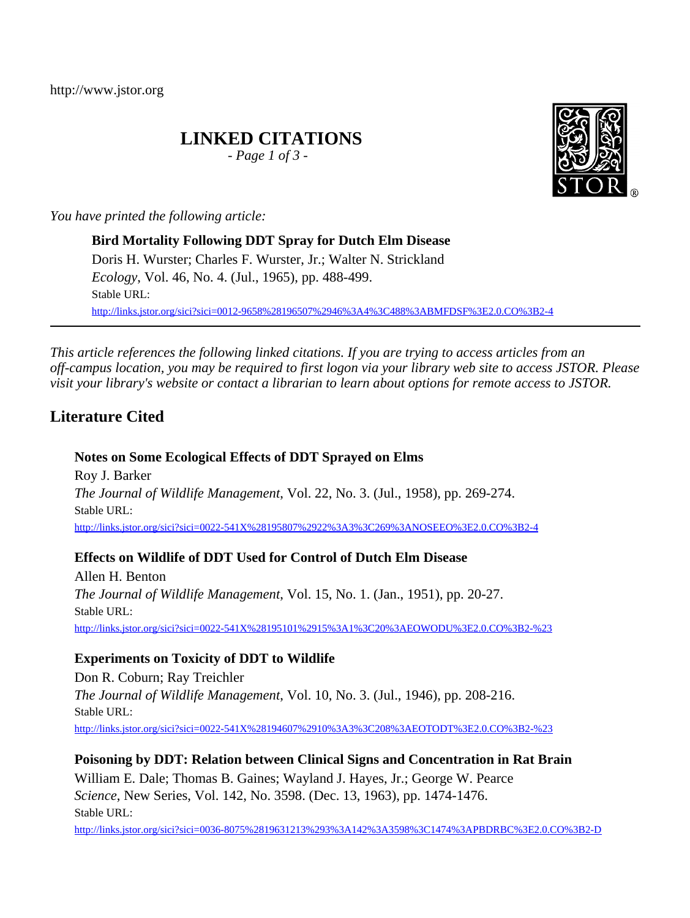http://www.jstor.org

# LINKED CITATIONS

*- Page 1 of 3 -*

*You have printed the following article:*

**Bird Mortality Following DDT Spray for Dutch Elm Disease**
Doris H. Wurster; Charles F. Wurster, Jr.; Walter N. Strickland
*Ecology*, Vol. 46, No. 4. (Jul., 1965), pp. 488-499.
Stable URL:
http://links.jstor.org/sici?sici=0012-9658%28196507%2946%3A4%3C488%3ABMFDSF%3E2.0.CO%3B2-4

---

*This article references the following linked citations. If you are trying to access articles from an off-campus location, you may be required to first logon via your library web site to access JSTOR. Please visit your library's website or contact a librarian to learn about options for remote access to JSTOR.*

## Literature Cited

**Notes on Some Ecological Effects of DDT Sprayed on Elms**
Roy J. Barker
*The Journal of Wildlife Management*, Vol. 22, No. 3. (Jul., 1958), pp. 269-274.
Stable URL:
http://links.jstor.org/sici?sici=0022-541X%28195807%2922%3A3%3C269%3ANOSEEO%3E2.0.CO%3B2-4

**Effects on Wildlife of DDT Used for Control of Dutch Elm Disease**
Allen H. Benton
*The Journal of Wildlife Management*, Vol. 15, No. 1. (Jan., 1951), pp. 20-27.
Stable URL:
http://links.jstor.org/sici?sici=0022-541X%28195101%2915%3A1%3C20%3AEOWODU%3E2.0.CO%3B2-%23

**Experiments on Toxicity of DDT to Wildlife**
Don R. Coburn; Ray Treichler
*The Journal of Wildlife Management*, Vol. 10, No. 3. (Jul., 1946), pp. 208-216.
Stable URL:
http://links.jstor.org/sici?sici=0022-541X%28194607%2910%3A3%3C208%3AEOTODT%3E2.0.CO%3B2-%23

**Poisoning by DDT: Relation between Clinical Signs and Concentration in Rat Brain**
William E. Dale; Thomas B. Gaines; Wayland J. Hayes, Jr.; George W. Pearce
*Science*, New Series, Vol. 142, No. 3598. (Dec. 13, 1963), pp. 1474-1476.
Stable URL:
http://links.jstor.org/sici?sici=0036-8075%2819631213%293%3A142%3A3598%3C1474%3APBDRBC%3E2.0.CO%3B2-D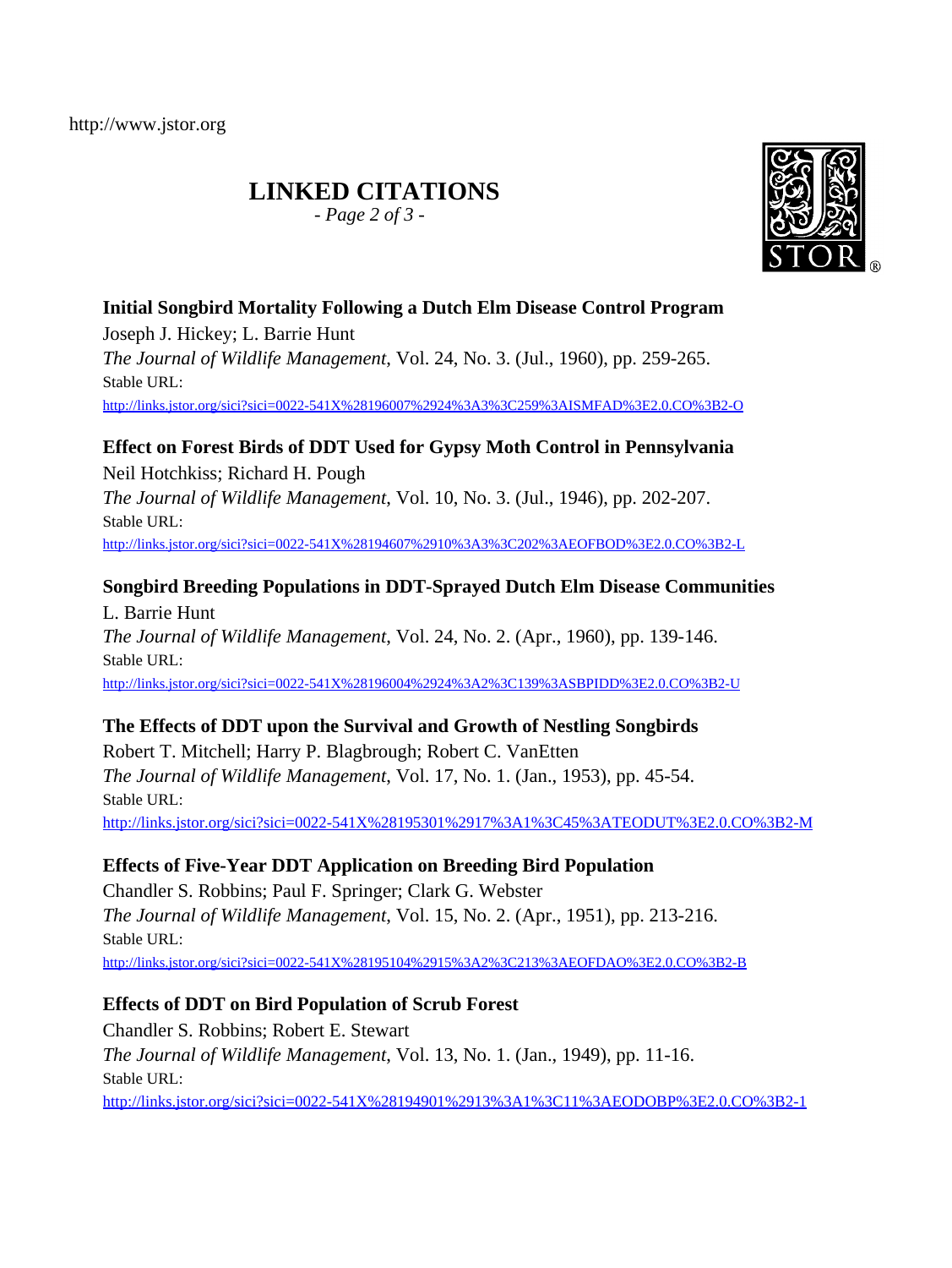# LINKED CITATIONS

**Initial Songbird Mortality Following a Dutch Elm Disease Control Program**
Joseph J. Hickey; L. Barrie Hunt
*The Journal of Wildlife Management*, Vol. 24, No. 3. (Jul., 1960), pp. 259-265.
Stable URL:
http://links.jstor.org/sici?sici=0022-541X%28196007%2924%3A3%3C259%3AISMFAD%3E2.0.CO%3B2-O

**Effect on Forest Birds of DDT Used for Gypsy Moth Control in Pennsylvania**
Neil Hotchkiss; Richard H. Pough
*The Journal of Wildlife Management*, Vol. 10, No. 3. (Jul., 1946), pp. 202-207.
Stable URL:
http://links.jstor.org/sici?sici=0022-541X%28194607%2910%3A3%3C202%3AEOFBOD%3E2.0.CO%3B2-L

**Songbird Breeding Populations in DDT-Sprayed Dutch Elm Disease Communities**
L. Barrie Hunt
*The Journal of Wildlife Management*, Vol. 24, No. 2. (Apr., 1960), pp. 139-146.
Stable URL:
http://links.jstor.org/sici?sici=0022-541X%28196004%2924%3A2%3C139%3ASBPIDD%3E2.0.CO%3B2-U

**The Effects of DDT upon the Survival and Growth of Nestling Songbirds**
Robert T. Mitchell; Harry P. Blagbrough; Robert C. VanEtten
*The Journal of Wildlife Management*, Vol. 17, No. 1. (Jan., 1953), pp. 45-54.
Stable URL:
http://links.jstor.org/sici?sici=0022-541X%28195301%2917%3A1%3C45%3ATEODUT%3E2.0.CO%3B2-M

**Effects of Five-Year DDT Application on Breeding Bird Population**
Chandler S. Robbins; Paul F. Springer; Clark G. Webster
*The Journal of Wildlife Management*, Vol. 15, No. 2. (Apr., 1951), pp. 213-216.
Stable URL:
http://links.jstor.org/sici?sici=0022-541X%28195104%2915%3A2%3C213%3AEOFDAO%3E2.0.CO%3B2-B

**Effects of DDT on Bird Population of Scrub Forest**
Chandler S. Robbins; Robert E. Stewart
*The Journal of Wildlife Management*, Vol. 13, No. 1. (Jan., 1949), pp. 11-16.
Stable URL:
http://links.jstor.org/sici?sici=0022-541X%28194901%2913%3A1%3C11%3AEODOBP%3E2.0.CO%3B2-1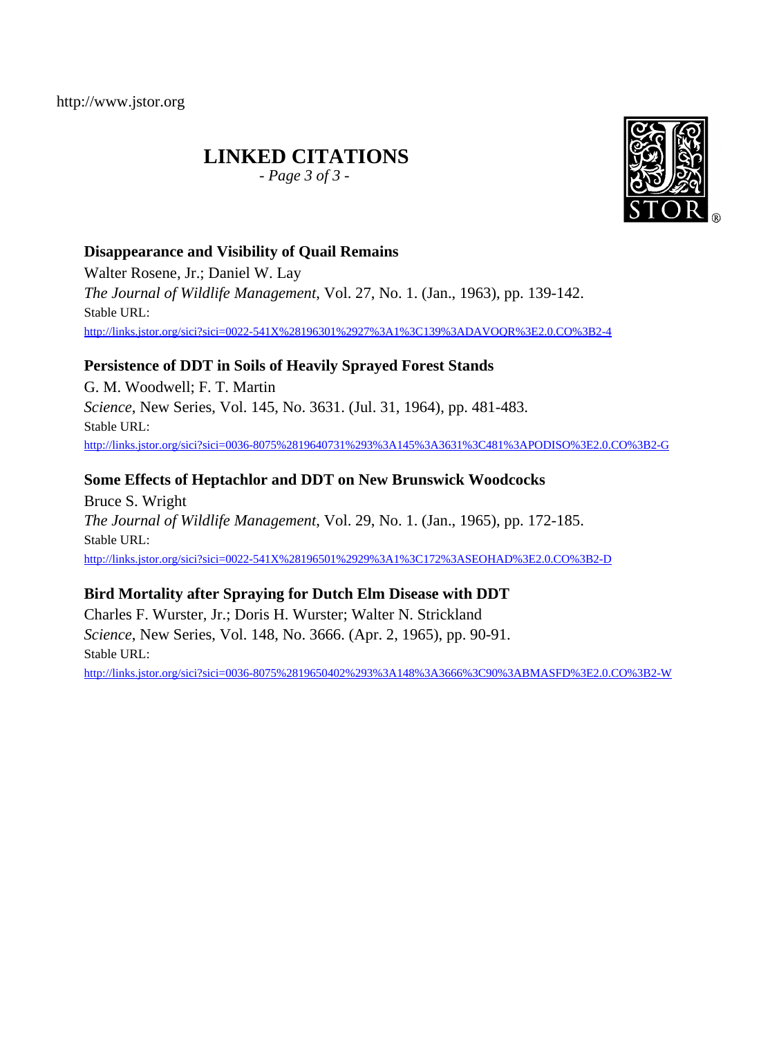http://www.jstor.org

# LINKED CITATIONS

*- Page 3 of 3 -*

**Disappearance and Visibility of Quail Remains**

Walter Rosene, Jr.; Daniel W. Lay

*The Journal of Wildlife Management*, Vol. 27, No. 1. (Jan., 1963), pp. 139-142.

Stable URL:

http://links.jstor.org/sici?sici=0022-541X%28196301%2927%3A1%3C139%3ADAVOQR%3E2.0.CO%3B2-4

**Persistence of DDT in Soils of Heavily Sprayed Forest Stands**

G. M. Woodwell; F. T. Martin

*Science*, New Series, Vol. 145, No. 3631. (Jul. 31, 1964), pp. 481-483.

Stable URL:

http://links.jstor.org/sici?sici=0036-8075%2819640731%293%3A145%3A3631%3C481%3APODISO%3E2.0.CO%3B2-G

**Some Effects of Heptachlor and DDT on New Brunswick Woodcocks**

Bruce S. Wright

*The Journal of Wildlife Management*, Vol. 29, No. 1. (Jan., 1965), pp. 172-185.

Stable URL:

http://links.jstor.org/sici?sici=0022-541X%28196501%2929%3A1%3C172%3ASEOHAD%3E2.0.CO%3B2-D

**Bird Mortality after Spraying for Dutch Elm Disease with DDT**

Charles F. Wurster, Jr.; Doris H. Wurster; Walter N. Strickland

*Science*, New Series, Vol. 148, No. 3666. (Apr. 2, 1965), pp. 90-91.

Stable URL:

http://links.jstor.org/sici?sici=0036-8075%2819650402%293%3A148%3A3666%3C90%3ABMASFD%3E2.0.CO%3B2-W